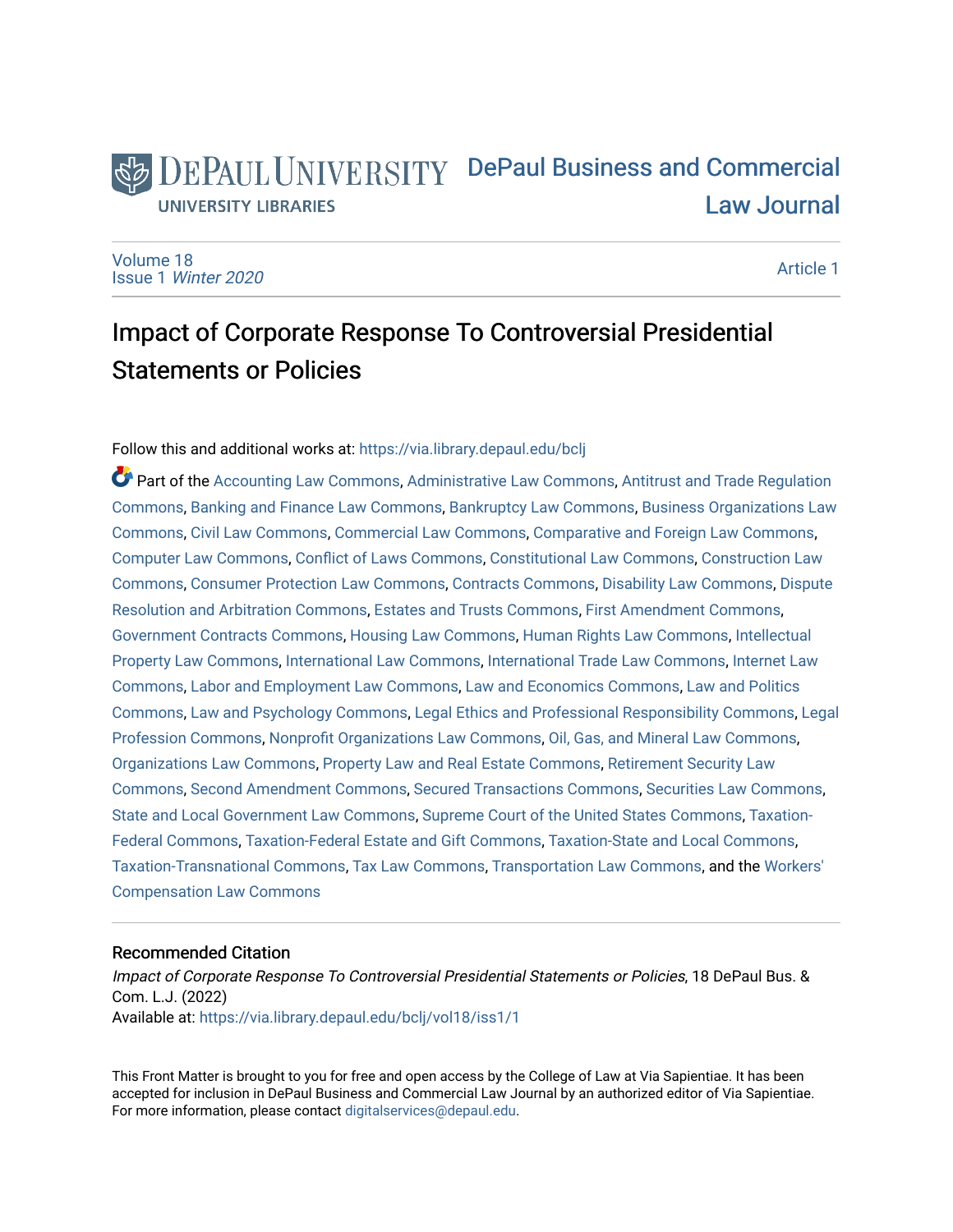DePaul University
UNIVERSITY LIBRARIES

DePaul Business and Commercial Law Journal

Volume 18
Issue 1 *Winter 2020*

Article 1

# Impact of Corporate Response To Controversial Presidential Statements or Policies

Follow this and additional works at: https://via.library.depaul.edu/bclj

Part of the Accounting Law Commons, Administrative Law Commons, Antitrust and Trade Regulation Commons, Banking and Finance Law Commons, Bankruptcy Law Commons, Business Organizations Law Commons, Civil Law Commons, Commercial Law Commons, Comparative and Foreign Law Commons, Computer Law Commons, Conflict of Laws Commons, Constitutional Law Commons, Construction Law Commons, Consumer Protection Law Commons, Contracts Commons, Disability Law Commons, Dispute Resolution and Arbitration Commons, Estates and Trusts Commons, First Amendment Commons, Government Contracts Commons, Housing Law Commons, Human Rights Law Commons, Intellectual Property Law Commons, International Law Commons, International Trade Law Commons, Internet Law Commons, Labor and Employment Law Commons, Law and Economics Commons, Law and Politics Commons, Law and Psychology Commons, Legal Ethics and Professional Responsibility Commons, Legal Profession Commons, Nonprofit Organizations Law Commons, Oil, Gas, and Mineral Law Commons, Organizations Law Commons, Property Law and Real Estate Commons, Retirement Security Law Commons, Second Amendment Commons, Secured Transactions Commons, Securities Law Commons, State and Local Government Law Commons, Supreme Court of the United States Commons, Taxation-Federal Commons, Taxation-Federal Estate and Gift Commons, Taxation-State and Local Commons, Taxation-Transnational Commons, Tax Law Commons, Transportation Law Commons, and the Workers' Compensation Law Commons

## Recommended Citation

*Impact of Corporate Response To Controversial Presidential Statements or Policies*, 18 DePaul Bus. & Com. L.J. (2022)
Available at: https://via.library.depaul.edu/bclj/vol18/iss1/1

This Front Matter is brought to you for free and open access by the College of Law at Via Sapientiae. It has been accepted for inclusion in DePaul Business and Commercial Law Journal by an authorized editor of Via Sapientiae. For more information, please contact digitalservices@depaul.edu.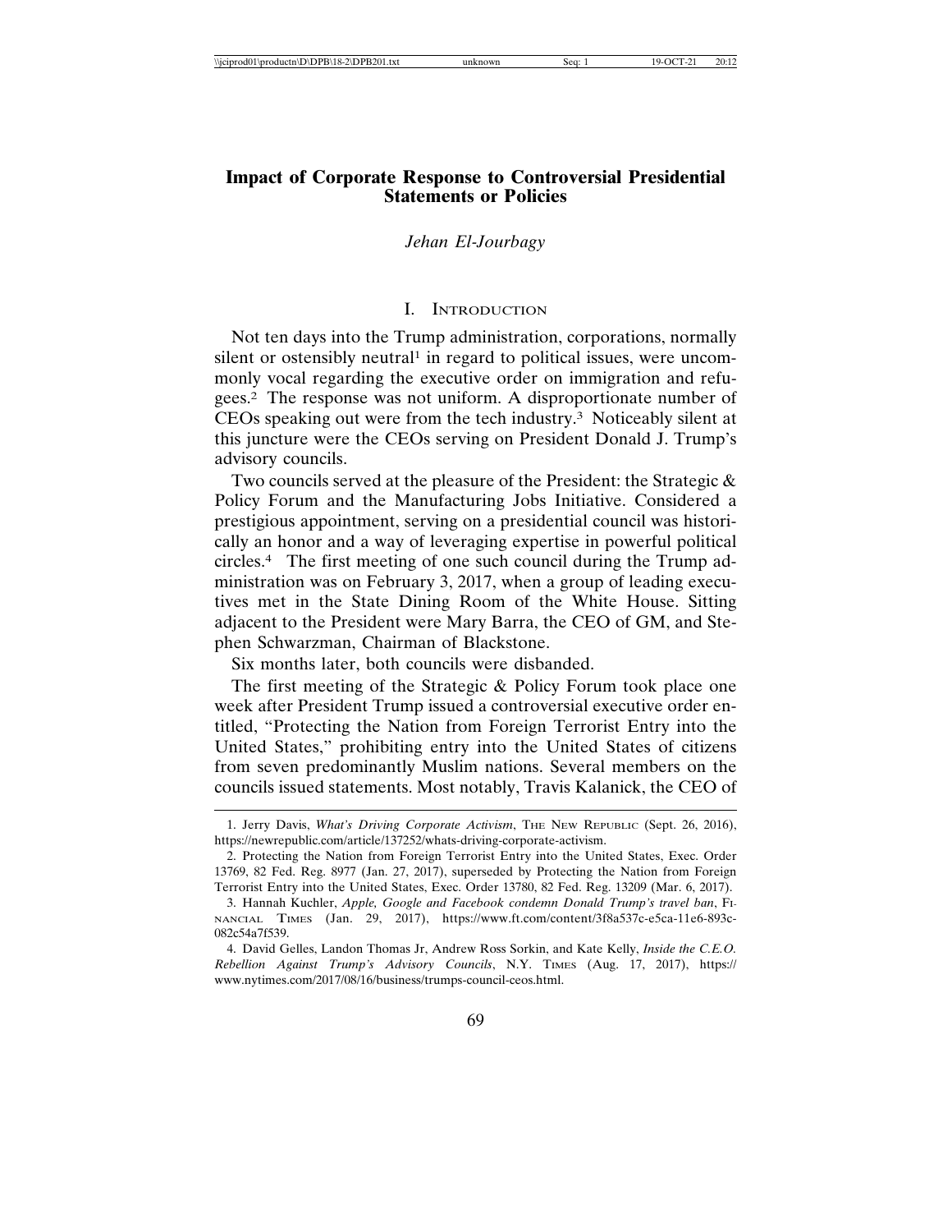# Impact of Corporate Response to Controversial Presidential Statements or Policies

*Jehan El-Jourbagy*

## I. Introduction

Not ten days into the Trump administration, corporations, normally silent or ostensibly neutral[1] in regard to political issues, were uncommonly vocal regarding the executive order on immigration and refugees.[2] The response was not uniform. A disproportionate number of CEOs speaking out were from the tech industry.[3] Noticeably silent at this juncture were the CEOs serving on President Donald J. Trump's advisory councils.

Two councils served at the pleasure of the President: the Strategic & Policy Forum and the Manufacturing Jobs Initiative. Considered a prestigious appointment, serving on a presidential council was historically an honor and a way of leveraging expertise in powerful political circles.[4] The first meeting of one such council during the Trump administration was on February 3, 2017, when a group of leading executives met in the State Dining Room of the White House. Sitting adjacent to the President were Mary Barra, the CEO of GM, and Stephen Schwarzman, Chairman of Blackstone.

Six months later, both councils were disbanded.

The first meeting of the Strategic & Policy Forum took place one week after President Trump issued a controversial executive order entitled, "Protecting the Nation from Foreign Terrorist Entry into the United States," prohibiting entry into the United States of citizens from seven predominantly Muslim nations. Several members on the councils issued statements. Most notably, Travis Kalanick, the CEO of

---

1. Jerry Davis, *What's Driving Corporate Activism*, The New Republic (Sept. 26, 2016), https://newrepublic.com/article/137252/whats-driving-corporate-activism.

2. Protecting the Nation from Foreign Terrorist Entry into the United States, Exec. Order 13769, 82 Fed. Reg. 8977 (Jan. 27, 2017), superseded by Protecting the Nation from Foreign Terrorist Entry into the United States, Exec. Order 13780, 82 Fed. Reg. 13209 (Mar. 6, 2017).

3. Hannah Kuchler, *Apple, Google and Facebook condemn Donald Trump's travel ban*, Financial Times (Jan. 29, 2017), https://www.ft.com/content/3f8a537c-e5ca-11e6-893c-082c54a7f539.

4. David Gelles, Landon Thomas Jr, Andrew Ross Sorkin, and Kate Kelly, *Inside the C.E.O. Rebellion Against Trump's Advisory Councils*, N.Y. Times (Aug. 17, 2017), https://www.nytimes.com/2017/08/16/business/trumps-council-ceos.html.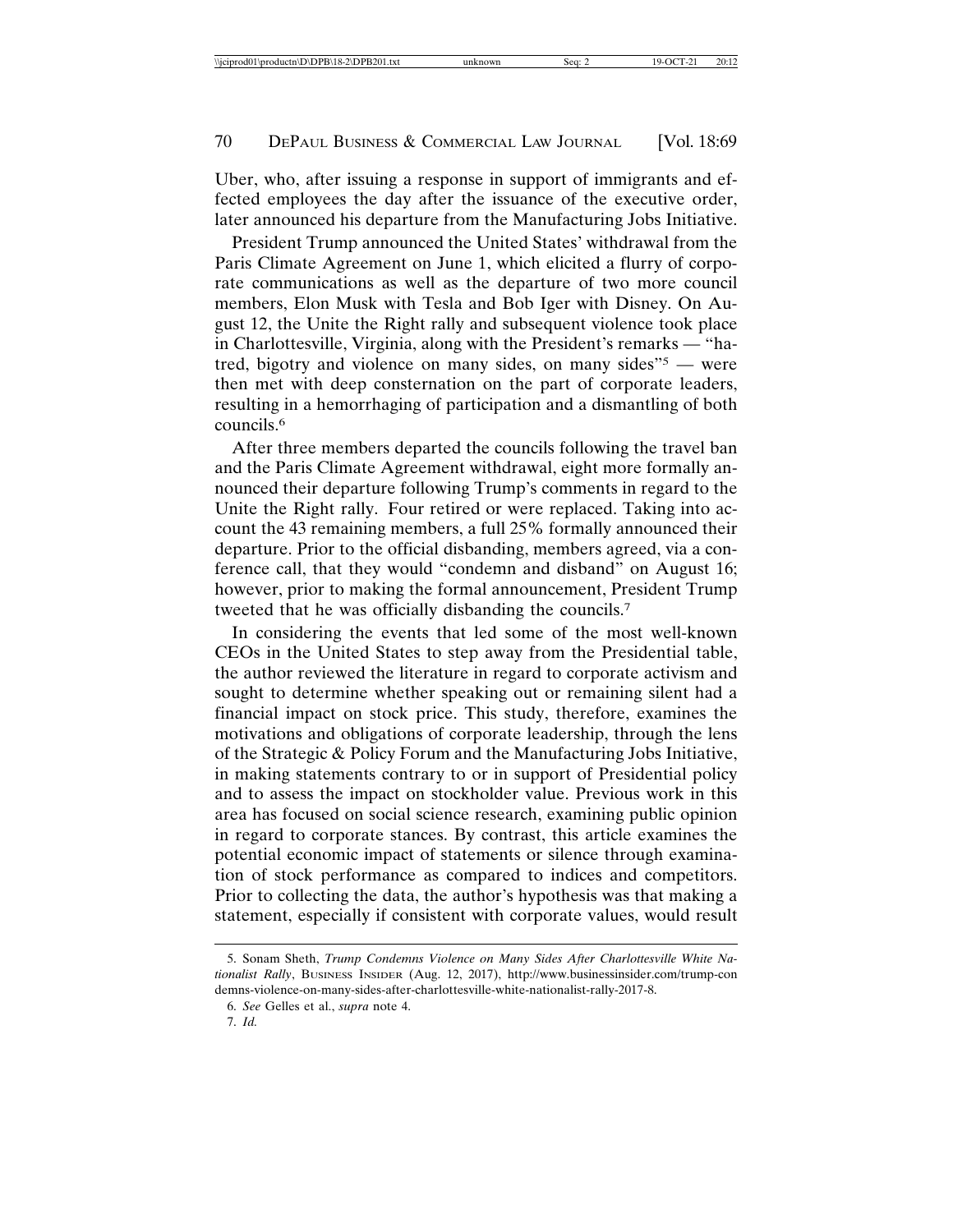Uber, who, after issuing a response in support of immigrants and effected employees the day after the issuance of the executive order, later announced his departure from the Manufacturing Jobs Initiative.

President Trump announced the United States' withdrawal from the Paris Climate Agreement on June 1, which elicited a flurry of corporate communications as well as the departure of two more council members, Elon Musk with Tesla and Bob Iger with Disney. On August 12, the Unite the Right rally and subsequent violence took place in Charlottesville, Virginia, along with the President's remarks — "hatred, bigotry and violence on many sides, on many sides"[5] — were then met with deep consternation on the part of corporate leaders, resulting in a hemorrhaging of participation and a dismantling of both councils.[6]

After three members departed the councils following the travel ban and the Paris Climate Agreement withdrawal, eight more formally announced their departure following Trump's comments in regard to the Unite the Right rally. Four retired or were replaced. Taking into account the 43 remaining members, a full 25% formally announced their departure. Prior to the official disbanding, members agreed, via a conference call, that they would "condemn and disband" on August 16; however, prior to making the formal announcement, President Trump tweeted that he was officially disbanding the councils.[7]

In considering the events that led some of the most well-known CEOs in the United States to step away from the Presidential table, the author reviewed the literature in regard to corporate activism and sought to determine whether speaking out or remaining silent had a financial impact on stock price. This study, therefore, examines the motivations and obligations of corporate leadership, through the lens of the Strategic & Policy Forum and the Manufacturing Jobs Initiative, in making statements contrary to or in support of Presidential policy and to assess the impact on stockholder value. Previous work in this area has focused on social science research, examining public opinion in regard to corporate stances. By contrast, this article examines the potential economic impact of statements or silence through examination of stock performance as compared to indices and competitors. Prior to collecting the data, the author's hypothesis was that making a statement, especially if consistent with corporate values, would result

---

5. Sonam Sheth, *Trump Condemns Violence on Many Sides After Charlottesville White Nationalist Rally*, Business Insider (Aug. 12, 2017), http://www.businessinsider.com/trump-condemns-violence-on-many-sides-after-charlottesville-white-nationalist-rally-2017-8.

6. *See* Gelles et al., *supra* note 4.

7. *Id.*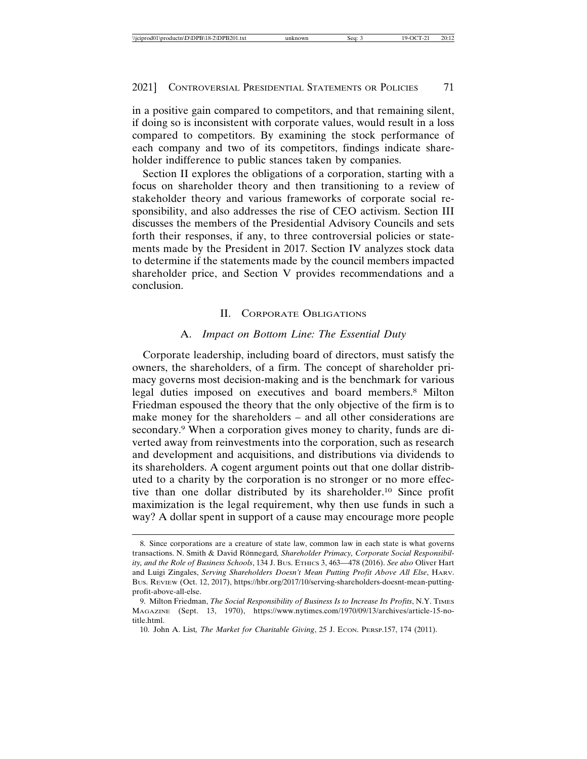in a positive gain compared to competitors, and that remaining silent, if doing so is inconsistent with corporate values, would result in a loss compared to competitors. By examining the stock performance of each company and two of its competitors, findings indicate shareholder indifference to public stances taken by companies.

Section II explores the obligations of a corporation, starting with a focus on shareholder theory and then transitioning to a review of stakeholder theory and various frameworks of corporate social responsibility, and also addresses the rise of CEO activism. Section III discusses the members of the Presidential Advisory Councils and sets forth their responses, if any, to three controversial policies or statements made by the President in 2017. Section IV analyzes stock data to determine if the statements made by the council members impacted shareholder price, and Section V provides recommendations and a conclusion.

## II. Corporate Obligations

### A. *Impact on Bottom Line: The Essential Duty*

Corporate leadership, including board of directors, must satisfy the owners, the shareholders, of a firm. The concept of shareholder primacy governs most decision-making and is the benchmark for various legal duties imposed on executives and board members.[8] Milton Friedman espoused the theory that the only objective of the firm is to make money for the shareholders – and all other considerations are secondary.[9] When a corporation gives money to charity, funds are diverted away from reinvestments into the corporation, such as research and development and acquisitions, and distributions via dividends to its shareholders. A cogent argument points out that one dollar distributed to a charity by the corporation is no stronger or no more effective than one dollar distributed by its shareholder.[10] Since profit maximization is the legal requirement, why then use funds in such a way? A dollar spent in support of a cause may encourage more people

---

8. Since corporations are a creature of state law, common law in each state is what governs transactions. N. Smith & David Rönnegard, *Shareholder Primacy, Corporate Social Responsibility, and the Role of Business Schools*, 134 J. Bus. Ethics 3, 463—478 (2016). *See also* Oliver Hart and Luigi Zingales, *Serving Shareholders Doesn't Mean Putting Profit Above All Else*, Harv. Bus. Review (Oct. 12, 2017), https://hbr.org/2017/10/serving-shareholders-doesnt-mean-putting-profit-above-all-else.

9. Milton Friedman, *The Social Responsibility of Business Is to Increase Its Profits*, N.Y. Times Magazine (Sept. 13, 1970), https://www.nytimes.com/1970/09/13/archives/article-15-no-title.html.

10. John A. List*, The Market for Charitable Giving*, 25 J. Econ. Persp.157, 174 (2011).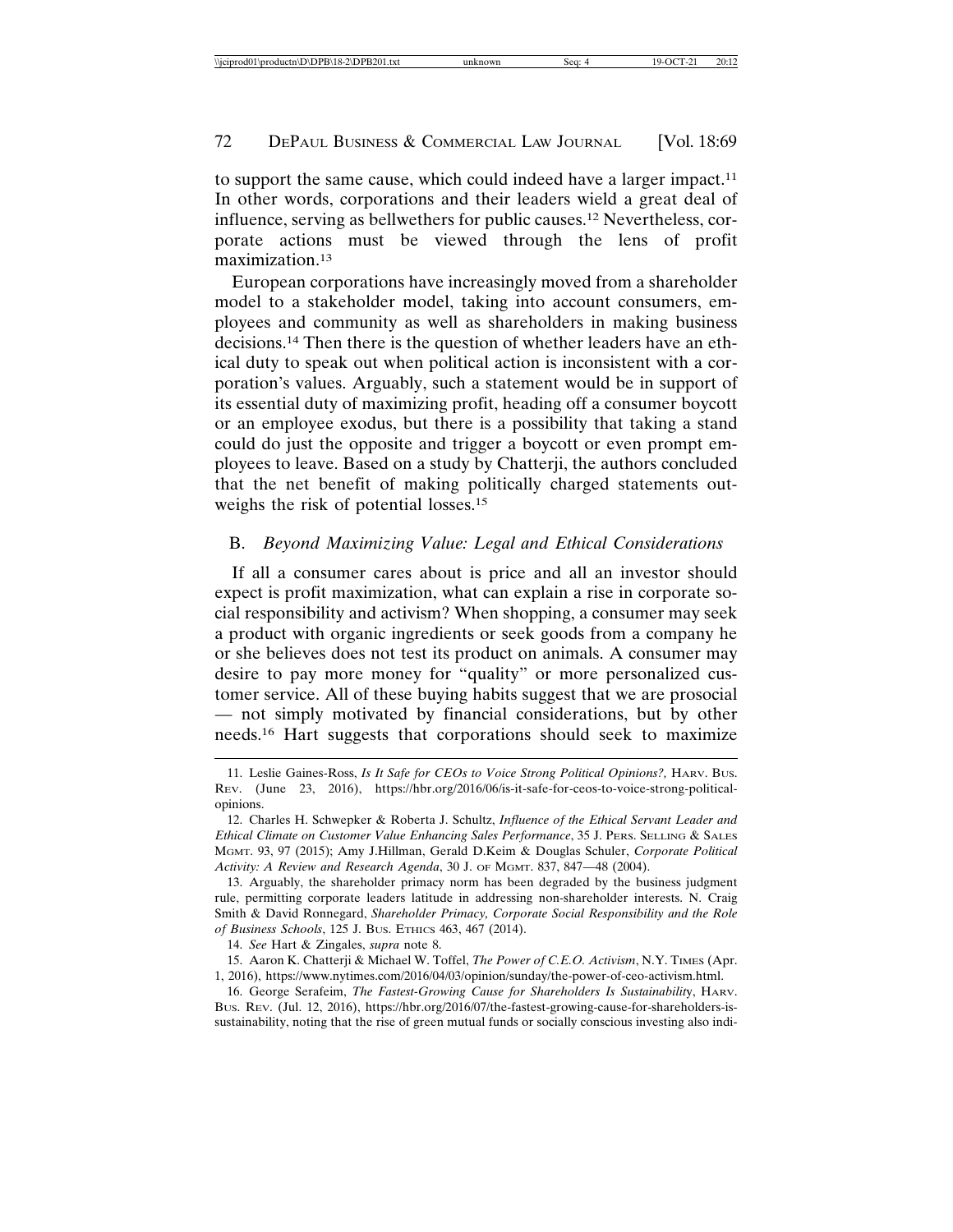to support the same cause, which could indeed have a larger impact.[11] In other words, corporations and their leaders wield a great deal of influence, serving as bellwethers for public causes.[12] Nevertheless, corporate actions must be viewed through the lens of profit maximization.[13]

European corporations have increasingly moved from a shareholder model to a stakeholder model, taking into account consumers, employees and community as well as shareholders in making business decisions.[14] Then there is the question of whether leaders have an ethical duty to speak out when political action is inconsistent with a corporation's values. Arguably, such a statement would be in support of its essential duty of maximizing profit, heading off a consumer boycott or an employee exodus, but there is a possibility that taking a stand could do just the opposite and trigger a boycott or even prompt employees to leave. Based on a study by Chatterji, the authors concluded that the net benefit of making politically charged statements outweighs the risk of potential losses.[15]

### B. *Beyond Maximizing Value: Legal and Ethical Considerations*

If all a consumer cares about is price and all an investor should expect is profit maximization, what can explain a rise in corporate social responsibility and activism? When shopping, a consumer may seek a product with organic ingredients or seek goods from a company he or she believes does not test its product on animals. A consumer may desire to pay more money for "quality" or more personalized customer service. All of these buying habits suggest that we are prosocial — not simply motivated by financial considerations, but by other needs.[16] Hart suggests that corporations should seek to maximize

---

11. Leslie Gaines-Ross, *Is It Safe for CEOs to Voice Strong Political Opinions?,* HARV. BUS. REV. (June 23, 2016), https://hbr.org/2016/06/is-it-safe-for-ceos-to-voice-strong-political-opinions.

12. Charles H. Schwepker & Roberta J. Schultz, *Influence of the Ethical Servant Leader and Ethical Climate on Customer Value Enhancing Sales Performance*, 35 J. PERS. SELLING & SALES MGMT. 93, 97 (2015); Amy J.Hillman, Gerald D.Keim & Douglas Schuler, *Corporate Political Activity: A Review and Research Agenda*, 30 J. OF MGMT. 837, 847—48 (2004).

13. Arguably, the shareholder primacy norm has been degraded by the business judgment rule, permitting corporate leaders latitude in addressing non-shareholder interests. N. Craig Smith & David Ronnegard, *Shareholder Primacy, Corporate Social Responsibility and the Role of Business Schools*, 125 J. BUS. ETHICS 463, 467 (2014).

14. *See* Hart & Zingales, *supra* note 8.

15. Aaron K. Chatterji & Michael W. Toffel, *The Power of C.E.O. Activism*, N.Y. TIMES (Apr. 1, 2016), https://www.nytimes.com/2016/04/03/opinion/sunday/the-power-of-ceo-activism.html.

16. George Serafeim, *The Fastest-Growing Cause for Shareholders Is Sustainability*, HARV. BUS. REV. (Jul. 12, 2016), https://hbr.org/2016/07/the-fastest-growing-cause-for-shareholders-is-sustainability, noting that the rise of green mutual funds or socially conscious investing also indi-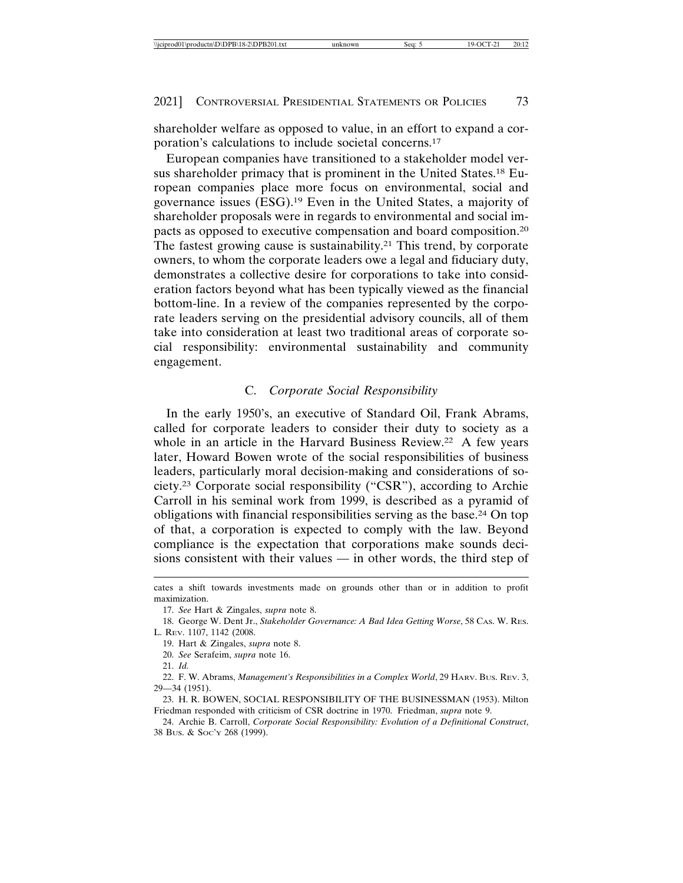shareholder welfare as opposed to value, in an effort to expand a corporation's calculations to include societal concerns.[17]

European companies have transitioned to a stakeholder model versus shareholder primacy that is prominent in the United States.[18] European companies place more focus on environmental, social and governance issues (ESG).[19] Even in the United States, a majority of shareholder proposals were in regards to environmental and social impacts as opposed to executive compensation and board composition.[20] The fastest growing cause is sustainability.[21] This trend, by corporate owners, to whom the corporate leaders owe a legal and fiduciary duty, demonstrates a collective desire for corporations to take into consideration factors beyond what has been typically viewed as the financial bottom-line. In a review of the companies represented by the corporate leaders serving on the presidential advisory councils, all of them take into consideration at least two traditional areas of corporate social responsibility: environmental sustainability and community engagement.

### C. *Corporate Social Responsibility*

In the early 1950's, an executive of Standard Oil, Frank Abrams, called for corporate leaders to consider their duty to society as a whole in an article in the Harvard Business Review.[22] A few years later, Howard Bowen wrote of the social responsibilities of business leaders, particularly moral decision-making and considerations of society.[23] Corporate social responsibility ("CSR"), according to Archie Carroll in his seminal work from 1999, is described as a pyramid of obligations with financial responsibilities serving as the base.[24] On top of that, a corporation is expected to comply with the law. Beyond compliance is the expectation that corporations make sounds decisions consistent with their values — in other words, the third step of

---

cates a shift towards investments made on grounds other than or in addition to profit maximization.

17. *See* Hart & Zingales, *supra* note 8.

18. George W. Dent Jr., *Stakeholder Governance: A Bad Idea Getting Worse*, 58 CAS. W. RES. L. REV. 1107, 1142 (2008.

19. Hart & Zingales, *supra* note 8.

20. *See* Serafeim, *supra* note 16.

21. *Id.*

22. F. W. Abrams, *Management's Responsibilities in a Complex World*, 29 HARV. BUS. REV. 3, 29—34 (1951).

23. H. R. BOWEN, SOCIAL RESPONSIBILITY OF THE BUSINESSMAN (1953). Milton Friedman responded with criticism of CSR doctrine in 1970. Friedman, *supra* note 9.

24. Archie B. Carroll, *Corporate Social Responsibility: Evolution of a Definitional Construct*, 38 BUS. & SOC'Y 268 (1999).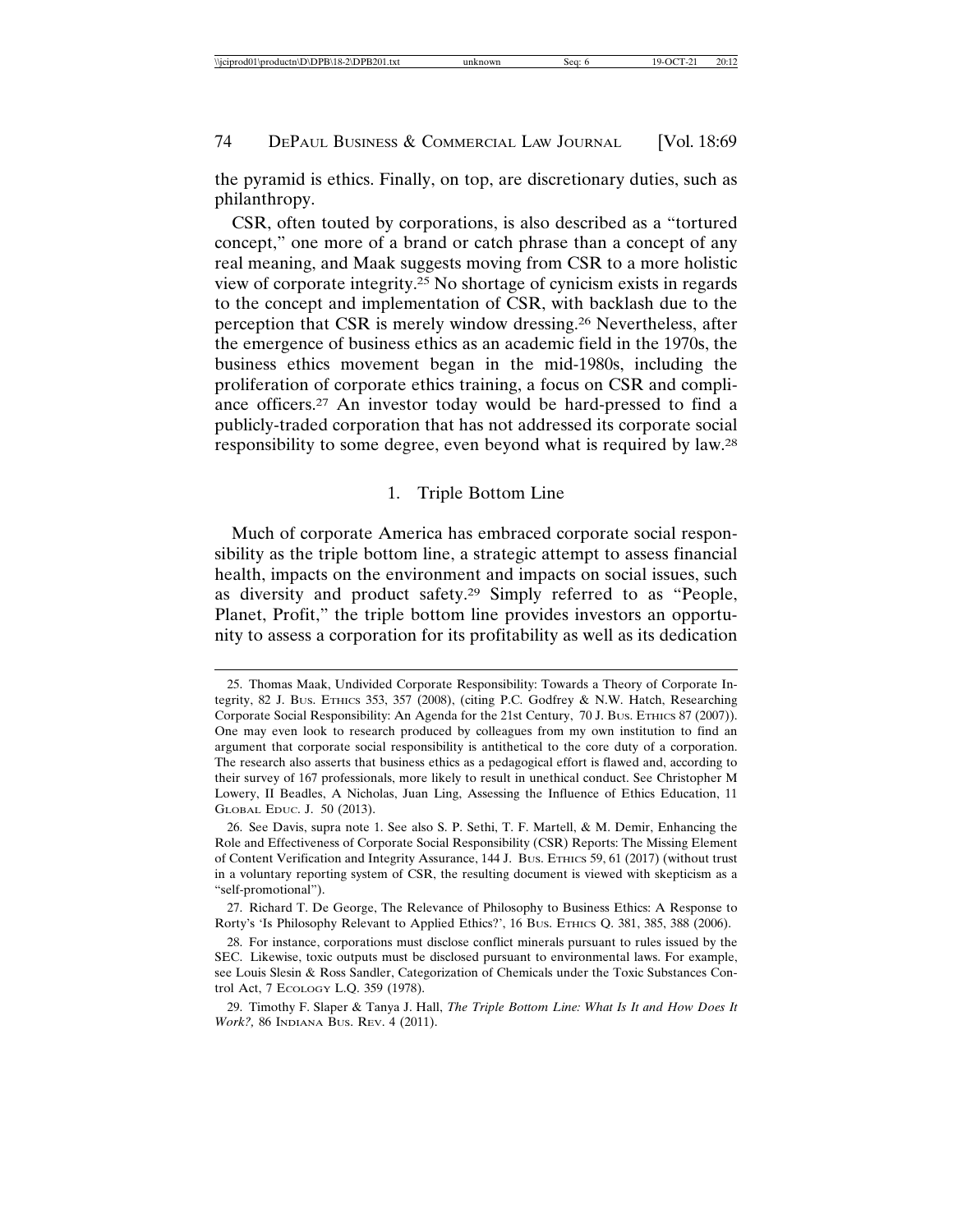the pyramid is ethics. Finally, on top, are discretionary duties, such as philanthropy.

CSR, often touted by corporations, is also described as a "tortured concept," one more of a brand or catch phrase than a concept of any real meaning, and Maak suggests moving from CSR to a more holistic view of corporate integrity.[25] No shortage of cynicism exists in regards to the concept and implementation of CSR, with backlash due to the perception that CSR is merely window dressing.[26] Nevertheless, after the emergence of business ethics as an academic field in the 1970s, the business ethics movement began in the mid-1980s, including the proliferation of corporate ethics training, a focus on CSR and compliance officers.[27] An investor today would be hard-pressed to find a publicly-traded corporation that has not addressed its corporate social responsibility to some degree, even beyond what is required by law.[28]

### 1. Triple Bottom Line

Much of corporate America has embraced corporate social responsibility as the triple bottom line, a strategic attempt to assess financial health, impacts on the environment and impacts on social issues, such as diversity and product safety.[29] Simply referred to as "People, Planet, Profit," the triple bottom line provides investors an opportunity to assess a corporation for its profitability as well as its dedication

---

25. Thomas Maak, Undivided Corporate Responsibility: Towards a Theory of Corporate Integrity, 82 J. Bus. Ethics 353, 357 (2008), (citing P.C. Godfrey & N.W. Hatch, Researching Corporate Social Responsibility: An Agenda for the 21st Century, 70 J. Bus. Ethics 87 (2007)). One may even look to research produced by colleagues from my own institution to find an argument that corporate social responsibility is antithetical to the core duty of a corporation. The research also asserts that business ethics as a pedagogical effort is flawed and, according to their survey of 167 professionals, more likely to result in unethical conduct. See Christopher M Lowery, II Beadles, A Nicholas, Juan Ling, Assessing the Influence of Ethics Education, 11 Global Educ. J. 50 (2013).

26. See Davis, supra note 1. See also S. P. Sethi, T. F. Martell, & M. Demir, Enhancing the Role and Effectiveness of Corporate Social Responsibility (CSR) Reports: The Missing Element of Content Verification and Integrity Assurance, 144 J. Bus. Ethics 59, 61 (2017) (without trust in a voluntary reporting system of CSR, the resulting document is viewed with skepticism as a "self-promotional").

27. Richard T. De George, The Relevance of Philosophy to Business Ethics: A Response to Rorty's 'Is Philosophy Relevant to Applied Ethics?', 16 Bus. Ethics Q. 381, 385, 388 (2006).

28. For instance, corporations must disclose conflict minerals pursuant to rules issued by the SEC. Likewise, toxic outputs must be disclosed pursuant to environmental laws. For example, see Louis Slesin & Ross Sandler, Categorization of Chemicals under the Toxic Substances Control Act, 7 Ecology L.Q. 359 (1978).

29. Timothy F. Slaper & Tanya J. Hall, *The Triple Bottom Line: What Is It and How Does It Work?,* 86 Indiana Bus. Rev. 4 (2011).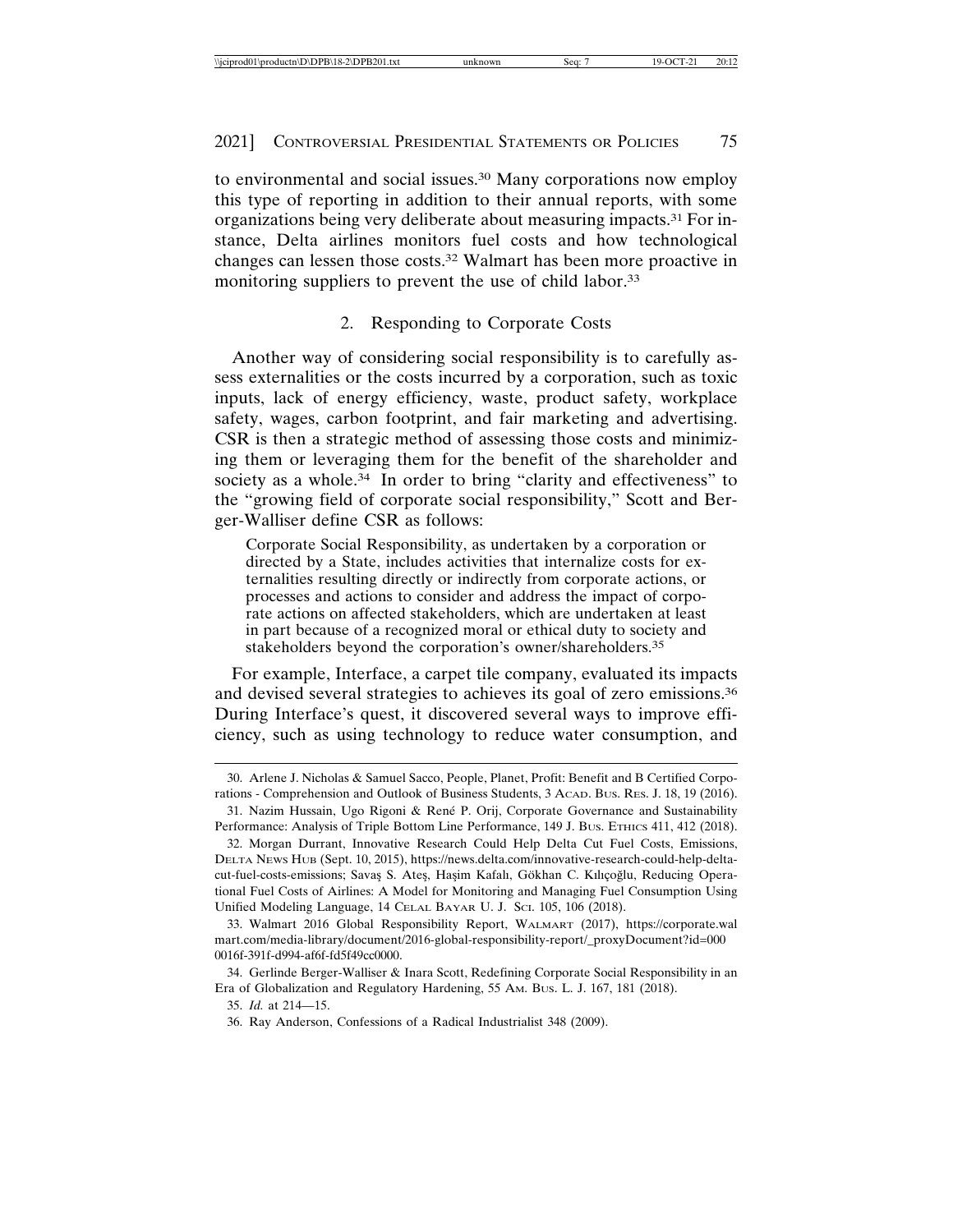to environmental and social issues.[30] Many corporations now employ this type of reporting in addition to their annual reports, with some organizations being very deliberate about measuring impacts.[31] For instance, Delta airlines monitors fuel costs and how technological changes can lessen those costs.[32] Walmart has been more proactive in monitoring suppliers to prevent the use of child labor.[33]

### 2. Responding to Corporate Costs

Another way of considering social responsibility is to carefully assess externalities or the costs incurred by a corporation, such as toxic inputs, lack of energy efficiency, waste, product safety, workplace safety, wages, carbon footprint, and fair marketing and advertising. CSR is then a strategic method of assessing those costs and minimizing them or leveraging them for the benefit of the shareholder and society as a whole.[34] In order to bring "clarity and effectiveness" to the "growing field of corporate social responsibility," Scott and Berger-Walliser define CSR as follows:

> Corporate Social Responsibility, as undertaken by a corporation or directed by a State, includes activities that internalize costs for externalities resulting directly or indirectly from corporate actions, or processes and actions to consider and address the impact of corporate actions on affected stakeholders, which are undertaken at least in part because of a recognized moral or ethical duty to society and stakeholders beyond the corporation's owner/shareholders.[35]

For example, Interface, a carpet tile company, evaluated its impacts and devised several strategies to achieves its goal of zero emissions.[36] During Interface's quest, it discovered several ways to improve efficiency, such as using technology to reduce water consumption, and

---

30. Arlene J. Nicholas & Samuel Sacco, People, Planet, Profit: Benefit and B Certified Corporations - Comprehension and Outlook of Business Students, 3 Acad. Bus. Res. J. 18, 19 (2016).

31. Nazim Hussain, Ugo Rigoni & René P. Orij, Corporate Governance and Sustainability Performance: Analysis of Triple Bottom Line Performance, 149 J. Bus. Ethics 411, 412 (2018).

32. Morgan Durrant, Innovative Research Could Help Delta Cut Fuel Costs, Emissions, Delta News Hub (Sept. 10, 2015), https://news.delta.com/innovative-research-could-help-delta-cut-fuel-costs-emissions; Savaş S. Ateş, Haşim Kafalı, Gökhan C. Kılıçoğlu, Reducing Operational Fuel Costs of Airlines: A Model for Monitoring and Managing Fuel Consumption Using Unified Modeling Language, 14 Celal Bayar U. J. Sci. 105, 106 (2018).

33. Walmart 2016 Global Responsibility Report, Walmart (2017), https://corporate.walmart.com/media-library/document/2016-global-responsibility-report/_proxyDocument?id=0000016f-391f-d994-af6f-fd5f49cc0000.

34. Gerlinde Berger-Walliser & Inara Scott, Redefining Corporate Social Responsibility in an Era of Globalization and Regulatory Hardening, 55 Am. Bus. L. J. 167, 181 (2018).

35. *Id.* at 214—15.

36. Ray Anderson, Confessions of a Radical Industrialist 348 (2009).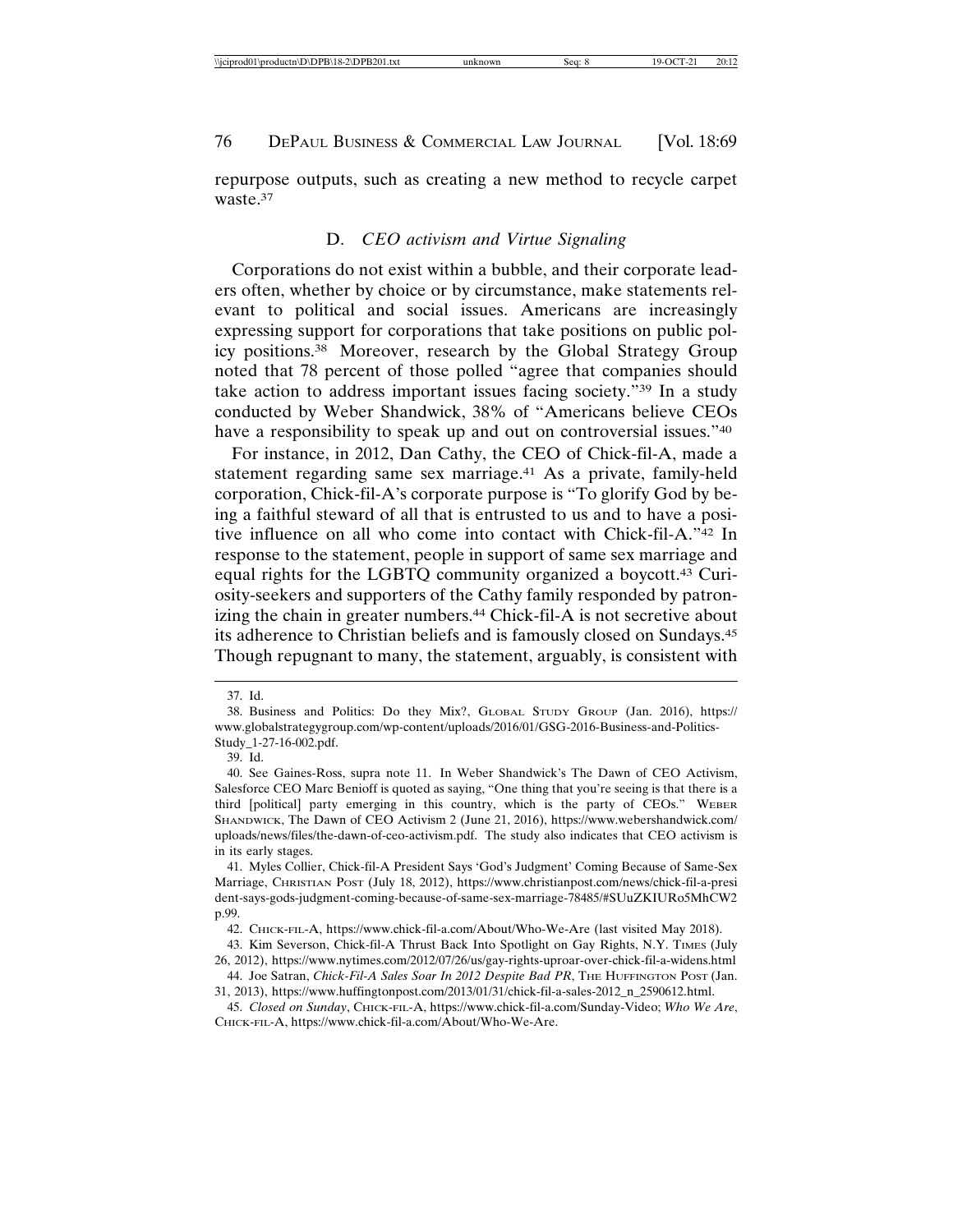repurpose outputs, such as creating a new method to recycle carpet waste.[37]

### D. *CEO activism and Virtue Signaling*

Corporations do not exist within a bubble, and their corporate leaders often, whether by choice or by circumstance, make statements relevant to political and social issues. Americans are increasingly expressing support for corporations that take positions on public policy positions.[38] Moreover, research by the Global Strategy Group noted that 78 percent of those polled "agree that companies should take action to address important issues facing society."[39] In a study conducted by Weber Shandwick, 38% of "Americans believe CEOs have a responsibility to speak up and out on controversial issues."[40]

For instance, in 2012, Dan Cathy, the CEO of Chick-fil-A, made a statement regarding same sex marriage.[41] As a private, family-held corporation, Chick-fil-A's corporate purpose is "To glorify God by being a faithful steward of all that is entrusted to us and to have a positive influence on all who come into contact with Chick-fil-A."[42] In response to the statement, people in support of same sex marriage and equal rights for the LGBTQ community organized a boycott.[43] Curiosity-seekers and supporters of the Cathy family responded by patronizing the chain in greater numbers.[44] Chick-fil-A is not secretive about its adherence to Christian beliefs and is famously closed on Sundays.[45] Though repugnant to many, the statement, arguably, is consistent with

---

37. Id.

38. Business and Politics: Do they Mix?, GLOBAL STUDY GROUP (Jan. 2016), https://www.globalstrategygroup.com/wp-content/uploads/2016/01/GSG-2016-Business-and-Politics-Study_1-27-16-002.pdf.

39. Id.

40. See Gaines-Ross, supra note 11. In Weber Shandwick's The Dawn of CEO Activism, Salesforce CEO Marc Benioff is quoted as saying, "One thing that you're seeing is that there is a third [political] party emerging in this country, which is the party of CEOs." WEBER SHANDWICK, The Dawn of CEO Activism 2 (June 21, 2016), https://www.webershandwick.com/uploads/news/files/the-dawn-of-ceo-activism.pdf. The study also indicates that CEO activism is in its early stages.

41. Myles Collier, Chick-fil-A President Says 'God's Judgment' Coming Because of Same-Sex Marriage, CHRISTIAN POST (July 18, 2012), https://www.christianpost.com/news/chick-fil-a-president-says-gods-judgment-coming-because-of-same-sex-marriage-78485/#SUuZKIURo5MhCW2p.99.

42. CHICK-FIL-A, https://www.chick-fil-a.com/About/Who-We-Are (last visited May 2018).

43. Kim Severson, Chick-fil-A Thrust Back Into Spotlight on Gay Rights, N.Y. TIMES (July 26, 2012), https://www.nytimes.com/2012/07/26/us/gay-rights-uproar-over-chick-fil-a-widens.html

44. Joe Satran, *Chick-Fil-A Sales Soar In 2012 Despite Bad PR*, THE HUFFINGTON POST (Jan. 31, 2013), https://www.huffingtonpost.com/2013/01/31/chick-fil-a-sales-2012_n_2590612.html.

45. *Closed on Sunday*, CHICK-FIL-A, https://www.chick-fil-a.com/Sunday-Video; *Who We Are*, CHICK-FIL-A, https://www.chick-fil-a.com/About/Who-We-Are.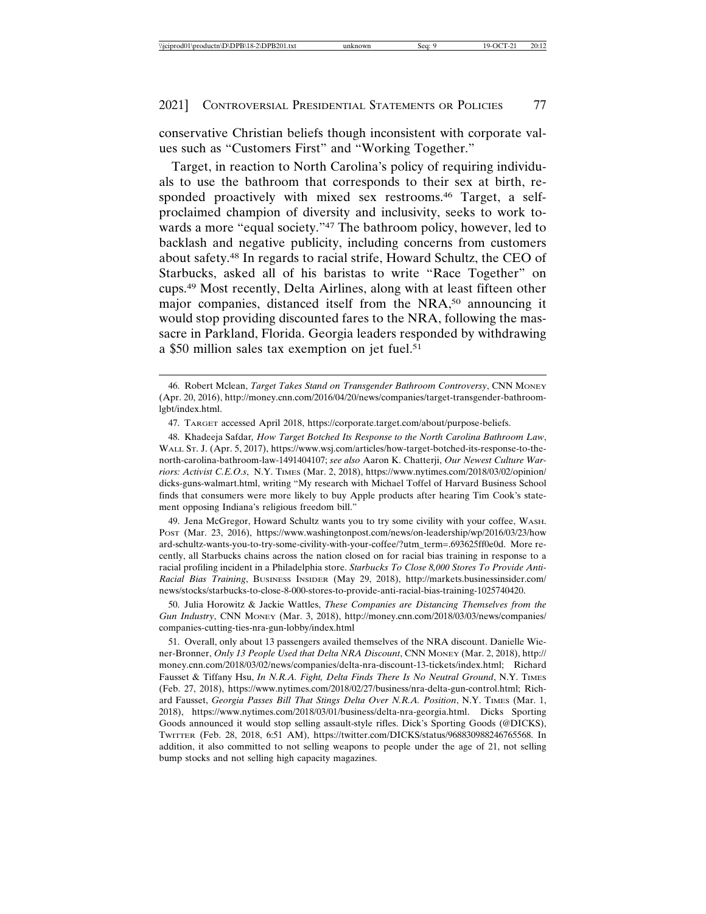conservative Christian beliefs though inconsistent with corporate values such as "Customers First" and "Working Together."

Target, in reaction to North Carolina's policy of requiring individuals to use the bathroom that corresponds to their sex at birth, responded proactively with mixed sex restrooms.[46] Target, a self-proclaimed champion of diversity and inclusivity, seeks to work towards a more "equal society."[47] The bathroom policy, however, led to backlash and negative publicity, including concerns from customers about safety.[48] In regards to racial strife, Howard Schultz, the CEO of Starbucks, asked all of his baristas to write "Race Together" on cups.[49] Most recently, Delta Airlines, along with at least fifteen other major companies, distanced itself from the NRA,[50] announcing it would stop providing discounted fares to the NRA, following the massacre in Parkland, Florida. Georgia leaders responded by withdrawing a $50 million sales tax exemption on jet fuel.[51]

---

46. Robert Mclean, *Target Takes Stand on Transgender Bathroom Controversy*, CNN MONEY (Apr. 20, 2016), http://money.cnn.com/2016/04/20/news/companies/target-transgender-bathroom-lgbt/index.html.

47. TARGET accessed April 2018, https://corporate.target.com/about/purpose-beliefs.

48. Khadeeja Safdar, *How Target Botched Its Response to the North Carolina Bathroom Law*, WALL ST. J. (Apr. 5, 2017), https://www.wsj.com/articles/how-target-botched-its-response-to-the-north-carolina-bathroom-law-1491404107; *see also* Aaron K. Chatterji, *Our Newest Culture Warriors: Activist C.E.O.s*, N.Y. TIMES (Mar. 2, 2018), https://www.nytimes.com/2018/03/02/opinion/dicks-guns-walmart.html, writing "My research with Michael Toffel of Harvard Business School finds that consumers were more likely to buy Apple products after hearing Tim Cook's statement opposing Indiana's religious freedom bill."

49. Jena McGregor, Howard Schultz wants you to try some civility with your coffee, WASH. POST (Mar. 23, 2016), https://www.washingtonpost.com/news/on-leadership/wp/2016/03/23/howard-schultz-wants-you-to-try-some-civility-with-your-coffee/?utm_term=.693625ff0e0d. More recently, all Starbucks chains across the nation closed on for racial bias training in response to a racial profiling incident in a Philadelphia store. *Starbucks To Close 8,000 Stores To Provide Anti-Racial Bias Training*, BUSINESS INSIDER (May 29, 2018), http://markets.businessinsider.com/news/stocks/starbucks-to-close-8-000-stores-to-provide-anti-racial-bias-training-1025740420.

50. Julia Horowitz & Jackie Wattles, *These Companies are Distancing Themselves from the Gun Industry*, CNN MONEY (Mar. 3, 2018), http://money.cnn.com/2018/03/03/news/companies/companies-cutting-ties-nra-gun-lobby/index.html

51. Overall, only about 13 passengers availed themselves of the NRA discount. Danielle Wiener-Bronner, *Only 13 People Used that Delta NRA Discount*, CNN MONEY (Mar. 2, 2018), http://money.cnn.com/2018/03/02/news/companies/delta-nra-discount-13-tickets/index.html; Richard Fausset & Tiffany Hsu, *In N.R.A. Fight, Delta Finds There Is No Neutral Ground*, N.Y. TIMES (Feb. 27, 2018), https://www.nytimes.com/2018/02/27/business/nra-delta-gun-control.html; Richard Fausset, *Georgia Passes Bill That Stings Delta Over N.R.A. Position*, N.Y. TIMES (Mar. 1, 2018), https://www.nytimes.com/2018/03/01/business/delta-nra-georgia.html. Dicks Sporting Goods announced it would stop selling assault-style rifles. Dick's Sporting Goods (@DICKS), TWITTER (Feb. 28, 2018, 6:51 AM), https://twitter.com/DICKS/status/968830988246765568. In addition, it also committed to not selling weapons to people under the age of 21, not selling bump stocks and not selling high capacity magazines.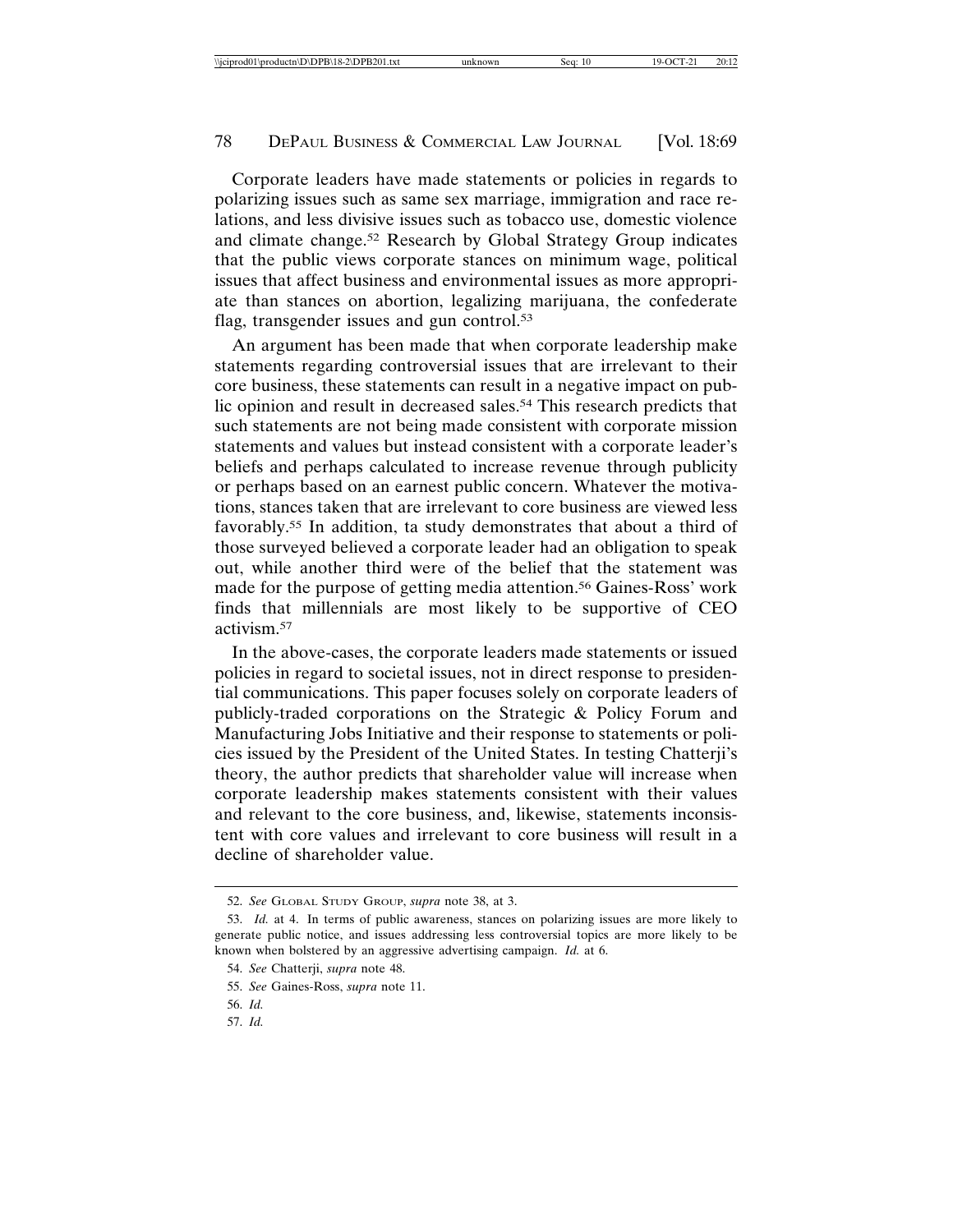Corporate leaders have made statements or policies in regards to polarizing issues such as same sex marriage, immigration and race relations, and less divisive issues such as tobacco use, domestic violence and climate change.[52] Research by Global Strategy Group indicates that the public views corporate stances on minimum wage, political issues that affect business and environmental issues as more appropriate than stances on abortion, legalizing marijuana, the confederate flag, transgender issues and gun control.[53]

An argument has been made that when corporate leadership make statements regarding controversial issues that are irrelevant to their core business, these statements can result in a negative impact on public opinion and result in decreased sales.[54] This research predicts that such statements are not being made consistent with corporate mission statements and values but instead consistent with a corporate leader's beliefs and perhaps calculated to increase revenue through publicity or perhaps based on an earnest public concern. Whatever the motivations, stances taken that are irrelevant to core business are viewed less favorably.[55] In addition, ta study demonstrates that about a third of those surveyed believed a corporate leader had an obligation to speak out, while another third were of the belief that the statement was made for the purpose of getting media attention.[56] Gaines-Ross' work finds that millennials are most likely to be supportive of CEO activism.[57]

In the above-cases, the corporate leaders made statements or issued policies in regard to societal issues, not in direct response to presidential communications. This paper focuses solely on corporate leaders of publicly-traded corporations on the Strategic & Policy Forum and Manufacturing Jobs Initiative and their response to statements or policies issued by the President of the United States. In testing Chatterji's theory, the author predicts that shareholder value will increase when corporate leadership makes statements consistent with their values and relevant to the core business, and, likewise, statements inconsistent with core values and irrelevant to core business will result in a decline of shareholder value.

---

52. *See* Global Study Group, *supra* note 38, at 3.

53. *Id.* at 4. In terms of public awareness, stances on polarizing issues are more likely to generate public notice, and issues addressing less controversial topics are more likely to be known when bolstered by an aggressive advertising campaign. *Id.* at 6.

54. *See* Chatterji, *supra* note 48.

55. *See* Gaines-Ross, *supra* note 11.

56. *Id.*

57. *Id.*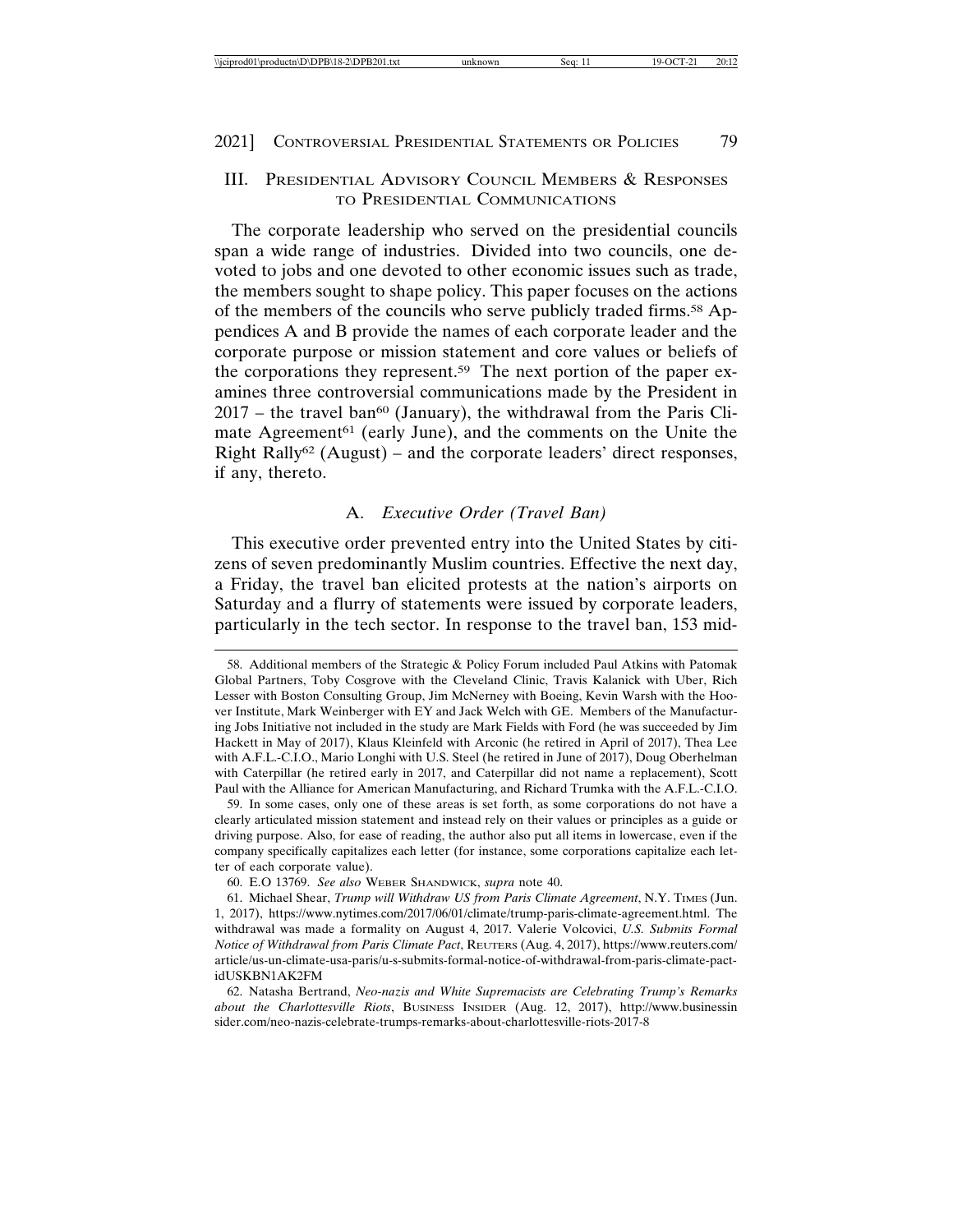## III. Presidential Advisory Council Members & Responses to Presidential Communications

The corporate leadership who served on the presidential councils span a wide range of industries. Divided into two councils, one devoted to jobs and one devoted to other economic issues such as trade, the members sought to shape policy. This paper focuses on the actions of the members of the councils who serve publicly traded firms.[58] Appendices A and B provide the names of each corporate leader and the corporate purpose or mission statement and core values or beliefs of the corporations they represent.[59] The next portion of the paper examines three controversial communications made by the President in 2017 – the travel ban[60] (January), the withdrawal from the Paris Climate Agreement[61] (early June), and the comments on the Unite the Right Rally[62] (August) – and the corporate leaders' direct responses, if any, thereto.

### A. *Executive Order (Travel Ban)*

This executive order prevented entry into the United States by citizens of seven predominantly Muslim countries. Effective the next day, a Friday, the travel ban elicited protests at the nation's airports on Saturday and a flurry of statements were issued by corporate leaders, particularly in the tech sector. In response to the travel ban, 153 mid-

---

58. Additional members of the Strategic & Policy Forum included Paul Atkins with Patomak Global Partners, Toby Cosgrove with the Cleveland Clinic, Travis Kalanick with Uber, Rich Lesser with Boston Consulting Group, Jim McNerney with Boeing, Kevin Warsh with the Hoover Institute, Mark Weinberger with EY and Jack Welch with GE. Members of the Manufacturing Jobs Initiative not included in the study are Mark Fields with Ford (he was succeeded by Jim Hackett in May of 2017), Klaus Kleinfeld with Arconic (he retired in April of 2017), Thea Lee with A.F.L.-C.I.O., Mario Longhi with U.S. Steel (he retired in June of 2017), Doug Oberhelman with Caterpillar (he retired early in 2017, and Caterpillar did not name a replacement), Scott Paul with the Alliance for American Manufacturing, and Richard Trumka with the A.F.L.-C.I.O.

59. In some cases, only one of these areas is set forth, as some corporations do not have a clearly articulated mission statement and instead rely on their values or principles as a guide or driving purpose. Also, for ease of reading, the author also put all items in lowercase, even if the company specifically capitalizes each letter (for instance, some corporations capitalize each letter of each corporate value).

60. E.O 13769. *See also* Weber Shandwick, *supra* note 40.

61. Michael Shear, *Trump will Withdraw US from Paris Climate Agreement*, N.Y. Times (Jun. 1, 2017), https://www.nytimes.com/2017/06/01/climate/trump-paris-climate-agreement.html. The withdrawal was made a formality on August 4, 2017. Valerie Volcovici, *U.S. Submits Formal Notice of Withdrawal from Paris Climate Pact*, Reuters (Aug. 4, 2017), https://www.reuters.com/article/us-un-climate-usa-paris/u-s-submits-formal-notice-of-withdrawal-from-paris-climate-pact-idUSKBN1AK2FM

62. Natasha Bertrand, *Neo-nazis and White Supremacists are Celebrating Trump's Remarks about the Charlottesville Riots*, Business Insider (Aug. 12, 2017), http://www.businessinsider.com/neo-nazis-celebrate-trumps-remarks-about-charlottesville-riots-2017-8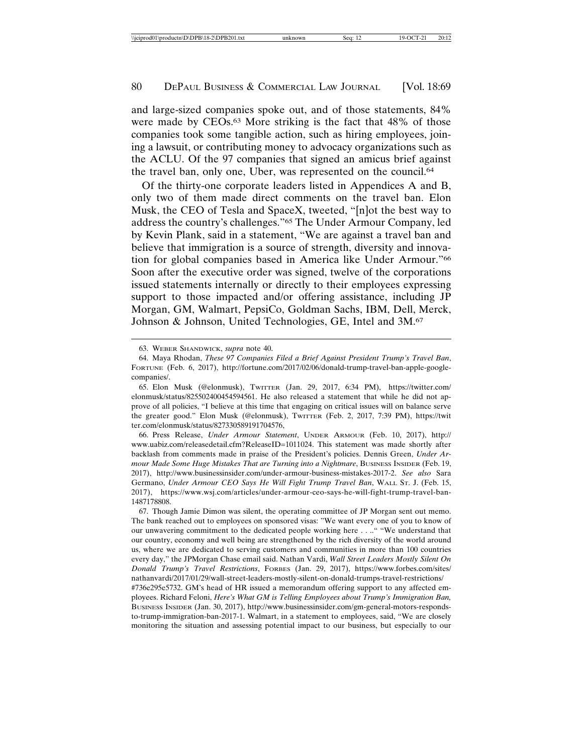and large-sized companies spoke out, and of those statements, 84% were made by CEOs.[63] More striking is the fact that 48% of those companies took some tangible action, such as hiring employees, joining a lawsuit, or contributing money to advocacy organizations such as the ACLU. Of the 97 companies that signed an amicus brief against the travel ban, only one, Uber, was represented on the council.[64]

Of the thirty-one corporate leaders listed in Appendices A and B, only two of them made direct comments on the travel ban. Elon Musk, the CEO of Tesla and SpaceX, tweeted, "[n]ot the best way to address the country's challenges."[65] The Under Armour Company, led by Kevin Plank, said in a statement, "We are against a travel ban and believe that immigration is a source of strength, diversity and innovation for global companies based in America like Under Armour."[66] Soon after the executive order was signed, twelve of the corporations issued statements internally or directly to their employees expressing support to those impacted and/or offering assistance, including JP Morgan, GM, Walmart, PepsiCo, Goldman Sachs, IBM, Dell, Merck, Johnson & Johnson, United Technologies, GE, Intel and 3M.[67]

---

63. Weber Shandwick, *supra* note 40.

64. Maya Rhodan, *These 97 Companies Filed a Brief Against President Trump's Travel Ban*, Fortune (Feb. 6, 2017), http://fortune.com/2017/02/06/donald-trump-travel-ban-apple-google-companies/.

65. Elon Musk (@elonmusk), Twitter (Jan. 29, 2017, 6:34 PM), https://twitter.com/elonmusk/status/825502400454594561. He also released a statement that while he did not approve of all policies, "I believe at this time that engaging on critical issues will on balance serve the greater good." Elon Musk (@elonmusk), Twitter (Feb. 2, 2017, 7:39 PM), https://twitter.com/elonmusk/status/827330589191704576,

66. Press Release, *Under Armour Statement*, Under Armour (Feb. 10, 2017), http://www.uabiz.com/releasedetail.cfm?ReleaseID=1011024. This statement was made shortly after backlash from comments made in praise of the President's policies. Dennis Green, *Under Armour Made Some Huge Mistakes That are Turning into a Nightmare*, Business Insider (Feb. 19, 2017), http://www.businessinsider.com/under-armour-business-mistakes-2017-2. *See also* Sara Germano, *Under Armour CEO Says He Will Fight Trump Travel Ban*, Wall St. J. (Feb. 15, 2017), https://www.wsj.com/articles/under-armour-ceo-says-he-will-fight-trump-travel-ban-1487178808.

67. Though Jamie Dimon was silent, the operating committee of JP Morgan sent out memo. The bank reached out to employees on sponsored visas: "We want every one of you to know of our unwavering commitment to the dedicated people working here . . .." "We understand that our country, economy and well being are strengthened by the rich diversity of the world around us, where we are dedicated to serving customers and communities in more than 100 countries every day," the JPMorgan Chase email said. Nathan Vardi, *Wall Street Leaders Mostly Silent On Donald Trump's Travel Restrictions*, Forbes (Jan. 29, 2017), https://www.forbes.com/sites/nathanvardi/2017/01/29/wall-street-leaders-mostly-silent-on-donald-trumps-travel-restrictions/#736e295e5732. GM's head of HR issued a memorandum offering support to any affected employees. Richard Feloni, *Here's What GM is Telling Employees about Trump's Immigration Ban,* Business Insider (Jan. 30, 2017), http://www.businessinsider.com/gm-general-motors-responds-to-trump-immigration-ban-2017-1. Walmart, in a statement to employees, said, "We are closely monitoring the situation and assessing potential impact to our business, but especially to our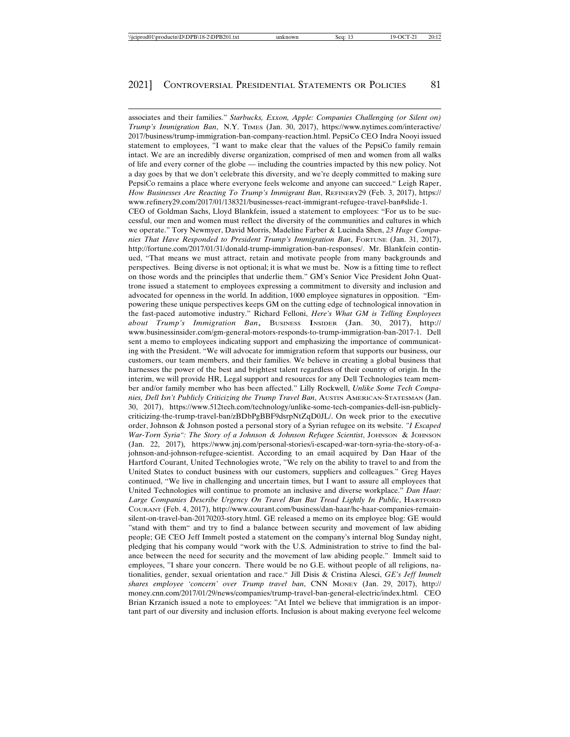associates and their families." *Starbucks, Exxon, Apple: Companies Challenging (or Silent on) Trump's Immigration Ban*, N.Y. Times (Jan. 30, 2017), https://www.nytimes.com/interactive/2017/business/trump-immigration-ban-company-reaction.html. PepsiCo CEO Indra Nooyi issued statement to employees, "I want to make clear that the values of the PepsiCo family remain intact. We are an incredibly diverse organization, comprised of men and women from all walks of life and every corner of the globe — including the countries impacted by this new policy. Not a day goes by that we don't celebrate this diversity, and we're deeply committed to making sure PepsiCo remains a place where everyone feels welcome and anyone can succeed." Leigh Raper, *How Businesses Are Reacting To Trump's Immigrant Ban*, Refinery29 (Feb. 3, 2017), https://www.refinery29.com/2017/01/138321/businesses-react-immigrant-refugee-travel-ban#slide-1. CEO of Goldman Sachs, Lloyd Blankfein, issued a statement to employees: "For us to be successful, our men and women must reflect the diversity of the communities and cultures in which we operate." Tory Newmyer, David Morris, Madeline Farber & Lucinda Shen, *23 Huge Companies That Have Responded to President Trump's Immigration Ban*, Fortune (Jan. 31, 2017), http://fortune.com/2017/01/31/donald-trump-immigration-ban-responses/. Mr. Blankfein continued, "That means we must attract, retain and motivate people from many backgrounds and perspectives. Being diverse is not optional; it is what we must be. Now is a fitting time to reflect on those words and the principles that underlie them." GM's Senior Vice President John Quattrone issued a statement to employees expressing a commitment to diversity and inclusion and advocated for openness in the world. In addition, 1000 employee signatures in opposition. "Empowering these unique perspectives keeps GM on the cutting edge of technological innovation in the fast-paced automotive industry." Richard Felloni, *Here's What GM is Telling Employees about Trump's Immigration Ban*, Business Insider (Jan. 30, 2017), http://www.businessinsider.com/gm-general-motors-responds-to-trump-immigration-ban-2017-1. Dell sent a memo to employees indicating support and emphasizing the importance of communicating with the President. "We will advocate for immigration reform that supports our business, our customers, our team members, and their families. We believe in creating a global business that harnesses the power of the best and brightest talent regardless of their country of origin. In the interim, we will provide HR, Legal support and resources for any Dell Technologies team member and/or family member who has been affected." Lilly Rockwell, *Unlike Some Tech Companies, Dell Isn't Publicly Criticizing the Trump Travel Ban*, Austin American-Statesman (Jan. 30, 2017), https://www.512tech.com/technology/unlike-some-tech-companies-dell-isn-publicly-criticizing-the-trump-travel-ban/zBDbPgBBF9dsrpNtZqD0JL/. On week prior to the executive order, Johnson & Johnson posted a personal story of a Syrian refugee on its website. *"I Escaped War-Torn Syria": The Story of a Johnson & Johnson Refugee Scientist*, Johnson & Johnson (Jan. 22, 2017), https://www.jnj.com/personal-stories/i-escaped-war-torn-syria-the-story-of-a-johnson-and-johnson-refugee-scientist. According to an email acquired by Dan Haar of the Hartford Courant, United Technologies wrote, "We rely on the ability to travel to and from the United States to conduct business with our customers, suppliers and colleagues." Greg Hayes continued, "We live in challenging and uncertain times, but I want to assure all employees that United Technologies will continue to promote an inclusive and diverse workplace." *Dan Haar: Large Companies Describe Urgency On Travel Ban But Tread Lightly In Public*, Hartford Courant (Feb. 4, 2017), http://www.courant.com/business/dan-haar/hc-haar-companies-remain-silent-on-travel-ban-20170203-story.html. GE released a memo on its employee blog: GE would "stand with them" and try to find a balance between security and movement of law abiding people; GE CEO Jeff Immelt posted a statement on the company's internal blog Sunday night, pledging that his company would "work with the U.S. Administration to strive to find the balance between the need for security and the movement of law abiding people." Immelt said to employees, "I share your concern. There would be no G.E. without people of all religions, nationalities, gender, sexual orientation and race." Jill Disis & Cristina Alesci, *GE's Jeff Immelt shares employee 'concern' over Trump travel ban*, CNN Money (Jan. 29, 2017), http://money.cnn.com/2017/01/29/news/companies/trump-travel-ban-general-electric/index.html. CEO Brian Krzanich issued a note to employees: "At Intel we believe that immigration is an important part of our diversity and inclusion efforts. Inclusion is about making everyone feel welcome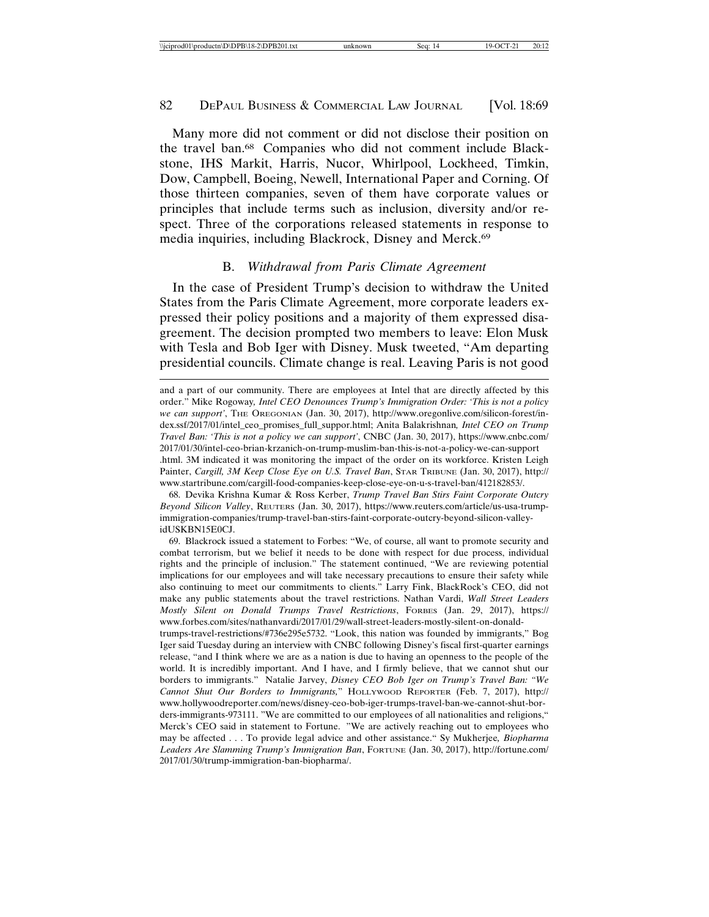Many more did not comment or did not disclose their position on the travel ban.[68] Companies who did not comment include Blackstone, IHS Markit, Harris, Nucor, Whirlpool, Lockheed, Timkin, Dow, Campbell, Boeing, Newell, International Paper and Corning. Of those thirteen companies, seven of them have corporate values or principles that include terms such as inclusion, diversity and/or respect. Three of the corporations released statements in response to media inquiries, including Blackrock, Disney and Merck.[69]

### B. *Withdrawal from Paris Climate Agreement*

In the case of President Trump's decision to withdraw the United States from the Paris Climate Agreement, more corporate leaders expressed their policy positions and a majority of them expressed disagreement. The decision prompted two members to leave: Elon Musk with Tesla and Bob Iger with Disney. Musk tweeted, "Am departing presidential councils. Climate change is real. Leaving Paris is not good

---

and a part of our community. There are employees at Intel that are directly affected by this order." Mike Rogoway, *Intel CEO Denounces Trump's Immigration Order: 'This is not a policy we can support'*, THE OREGONIAN (Jan. 30, 2017), http://www.oregonlive.com/silicon-forest/index.ssf/2017/01/intel_ceo_promises_full_suppor.html; Anita Balakrishnan, *Intel CEO on Trump Travel Ban: 'This is not a policy we can support'*, CNBC (Jan. 30, 2017), https://www.cnbc.com/2017/01/30/intel-ceo-brian-krzanich-on-trump-muslim-ban-this-is-not-a-policy-we-can-support.html. 3M indicated it was monitoring the impact of the order on its workforce. Kristen Leigh Painter, *Cargill, 3M Keep Close Eye on U.S. Travel Ban*, STAR TRIBUNE (Jan. 30, 2017), http://www.startribune.com/cargill-food-companies-keep-close-eye-on-u-s-travel-ban/412182853/.

68. Devika Krishna Kumar & Ross Kerber, *Trump Travel Ban Stirs Faint Corporate Outcry Beyond Silicon Valley*, REUTERS (Jan. 30, 2017), https://www.reuters.com/article/us-usa-trump-immigration-companies/trump-travel-ban-stirs-faint-corporate-outcry-beyond-silicon-valley-idUSKBN15E0CJ.

69. Blackrock issued a statement to Forbes: "We, of course, all want to promote security and combat terrorism, but we belief it needs to be done with respect for due process, individual rights and the principle of inclusion." The statement continued, "We are reviewing potential implications for our employees and will take necessary precautions to ensure their safety while also continuing to meet our commitments to clients." Larry Fink, BlackRock's CEO, did not make any public statements about the travel restrictions. Nathan Vardi, *Wall Street Leaders Mostly Silent on Donald Trumps Travel Restrictions*, FORBES (Jan. 29, 2017), https://www.forbes.com/sites/nathanvardi/2017/01/29/wall-street-leaders-mostly-silent-on-donald-trumps-travel-restrictions/#736e295e5732. "Look, this nation was founded by immigrants," Bog Iger said Tuesday during an interview with CNBC following Disney's fiscal first-quarter earnings release, "and I think where we are as a nation is due to having an openness to the people of the world. It is incredibly important. And I have, and I firmly believe, that we cannot shut our borders to immigrants." Natalie Jarvey, *Disney CEO Bob Iger on Trump's Travel Ban: "We Cannot Shut Our Borders to Immigrants,"* HOLLYWOOD REPORTER (Feb. 7, 2017), http://www.hollywoodreporter.com/news/disney-ceo-bob-iger-trumps-travel-ban-we-cannot-shut-borders-immigrants-973111. "We are committed to our employees of all nationalities and religions," Merck's CEO said in statement to Fortune. "We are actively reaching out to employees who may be affected . . . To provide legal advice and other assistance." Sy Mukherjee, *Biopharma Leaders Are Slamming Trump's Immigration Ban*, FORTUNE (Jan. 30, 2017), http://fortune.com/2017/01/30/trump-immigration-ban-biopharma/.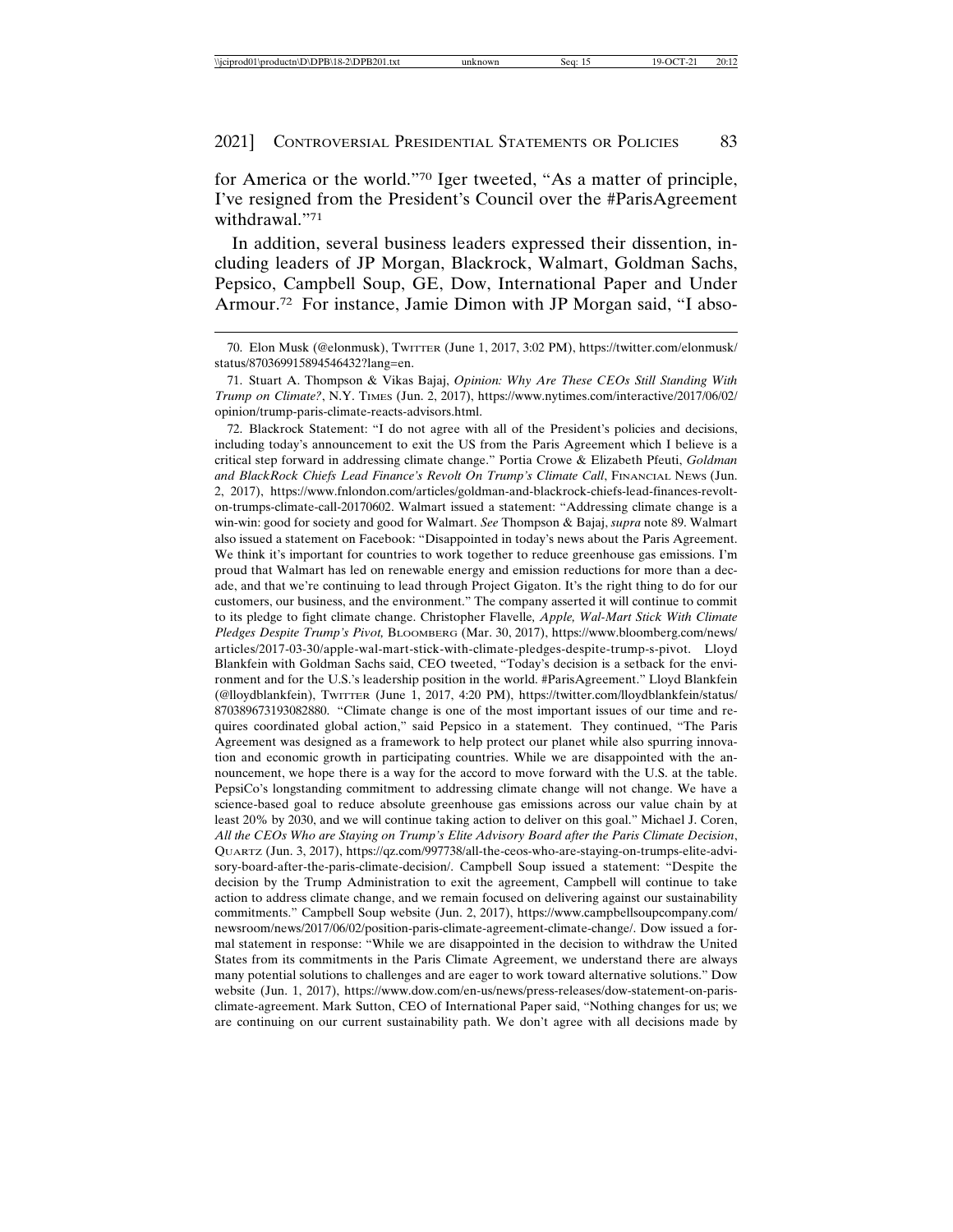for America or the world."[70] Iger tweeted, "As a matter of principle, I've resigned from the President's Council over the #ParisAgreement withdrawal."[71]

In addition, several business leaders expressed their dissention, including leaders of JP Morgan, Blackrock, Walmart, Goldman Sachs, Pepsico, Campbell Soup, GE, Dow, International Paper and Under Armour.[72] For instance, Jamie Dimon with JP Morgan said, "I abso-

---

70. Elon Musk (@elonmusk), TWITTER (June 1, 2017, 3:02 PM), https://twitter.com/elonmusk/status/870369915894546432?lang=en.

71. Stuart A. Thompson & Vikas Bajaj, *Opinion: Why Are These CEOs Still Standing With Trump on Climate?*, N.Y. TIMES (Jun. 2, 2017), https://www.nytimes.com/interactive/2017/06/02/opinion/trump-paris-climate-reacts-advisors.html.

72. Blackrock Statement: "I do not agree with all of the President's policies and decisions, including today's announcement to exit the US from the Paris Agreement which I believe is a critical step forward in addressing climate change." Portia Crowe & Elizabeth Pfeuti, *Goldman and BlackRock Chiefs Lead Finance's Revolt On Trump's Climate Call*, FINANCIAL NEWS (Jun. 2, 2017), https://www.fnlondon.com/articles/goldman-and-blackrock-chiefs-lead-finances-revolt-on-trumps-climate-call-20170602. Walmart issued a statement: "Addressing climate change is a win-win: good for society and good for Walmart. *See* Thompson & Bajaj, *supra* note 89. Walmart also issued a statement on Facebook: "Disappointed in today's news about the Paris Agreement. We think it's important for countries to work together to reduce greenhouse gas emissions. I'm proud that Walmart has led on renewable energy and emission reductions for more than a decade, and that we're continuing to lead through Project Gigaton. It's the right thing to do for our customers, our business, and the environment." The company asserted it will continue to commit to its pledge to fight climate change. Christopher Flavelle, *Apple, Wal-Mart Stick With Climate Pledges Despite Trump's Pivot,* BLOOMBERG (Mar. 30, 2017), https://www.bloomberg.com/news/articles/2017-03-30/apple-wal-mart-stick-with-climate-pledges-despite-trump-s-pivot. Lloyd Blankfein with Goldman Sachs said, CEO tweeted, "Today's decision is a setback for the environment and for the U.S.'s leadership position in the world. #ParisAgreement." Lloyd Blankfein (@lloydblankfein), TWITTER (June 1, 2017, 4:20 PM), https://twitter.com/lloydblankfein/status/870389673193082880. "Climate change is one of the most important issues of our time and requires coordinated global action," said Pepsico in a statement. They continued, "The Paris Agreement was designed as a framework to help protect our planet while also spurring innovation and economic growth in participating countries. While we are disappointed with the announcement, we hope there is a way for the accord to move forward with the U.S. at the table. PepsiCo's longstanding commitment to addressing climate change will not change. We have a science-based goal to reduce absolute greenhouse gas emissions across our value chain by at least 20% by 2030, and we will continue taking action to deliver on this goal." Michael J. Coren, *All the CEOs Who are Staying on Trump's Elite Advisory Board after the Paris Climate Decision*, QUARTZ (Jun. 3, 2017), https://qz.com/997738/all-the-ceos-who-are-staying-on-trumps-elite-advisory-board-after-the-paris-climate-decision/. Campbell Soup issued a statement: "Despite the decision by the Trump Administration to exit the agreement, Campbell will continue to take action to address climate change, and we remain focused on delivering against our sustainability commitments." Campbell Soup website (Jun. 2, 2017), https://www.campbellsoupcompany.com/newsroom/news/2017/06/02/position-paris-climate-agreement-climate-change/. Dow issued a formal statement in response: "While we are disappointed in the decision to withdraw the United States from its commitments in the Paris Climate Agreement, we understand there are always many potential solutions to challenges and are eager to work toward alternative solutions." Dow website (Jun. 1, 2017), https://www.dow.com/en-us/news/press-releases/dow-statement-on-paris-climate-agreement. Mark Sutton, CEO of International Paper said, "Nothing changes for us; we are continuing on our current sustainability path. We don't agree with all decisions made by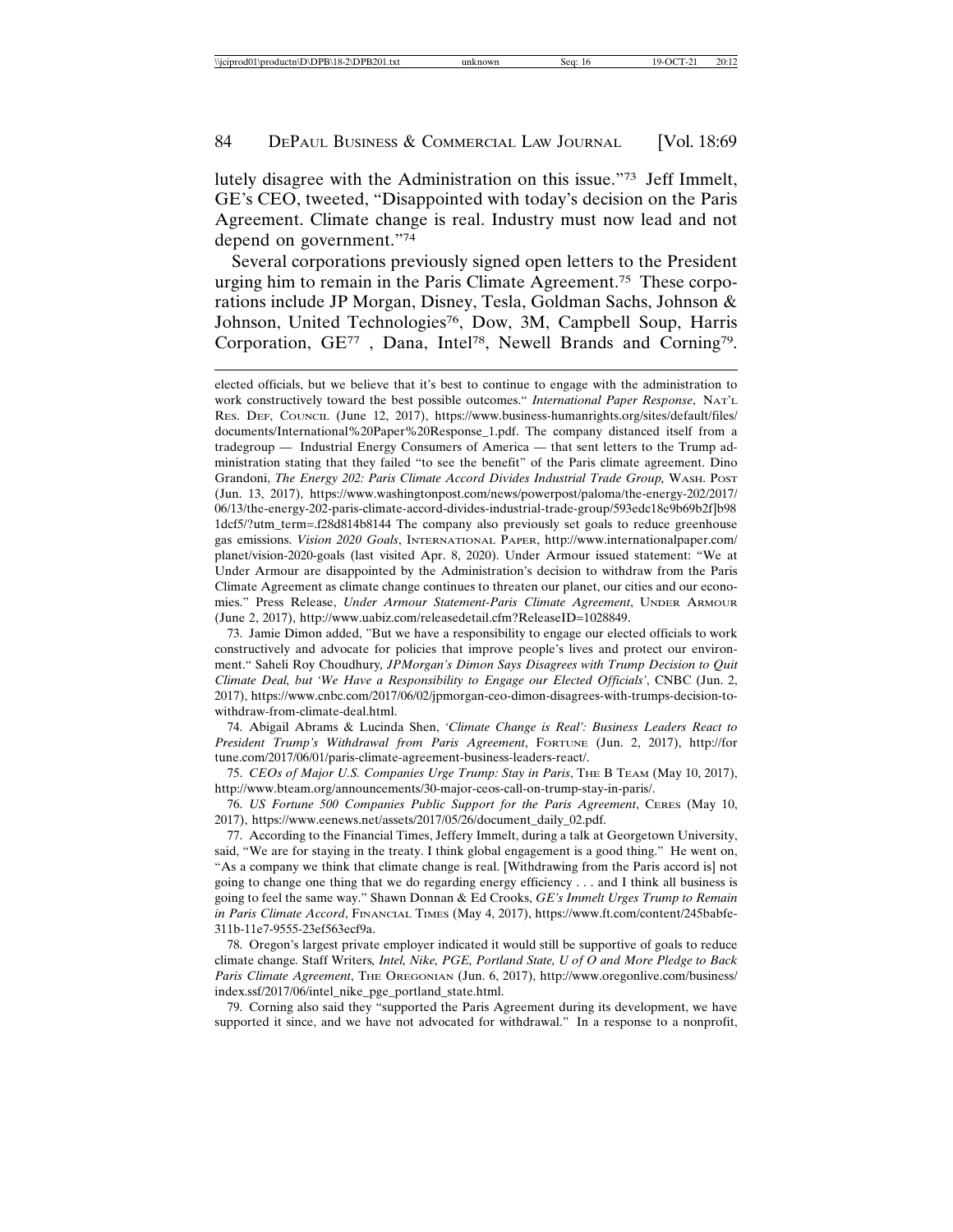lutely disagree with the Administration on this issue."[73] Jeff Immelt, GE's CEO, tweeted, "Disappointed with today's decision on the Paris Agreement. Climate change is real. Industry must now lead and not depend on government."[74]

Several corporations previously signed open letters to the President urging him to remain in the Paris Climate Agreement.[75] These corporations include JP Morgan, Disney, Tesla, Goldman Sachs, Johnson & Johnson, United Technologies[76], Dow, 3M, Campbell Soup, Harris Corporation, GE[77] , Dana, Intel[78], Newell Brands and Corning[79].

---

elected officials, but we believe that it's best to continue to engage with the administration to work constructively toward the best possible outcomes." *International Paper Response*, NAT'L RES. DEF. COUNCIL (June 12, 2017), https://www.business-humanrights.org/sites/default/files/documents/International%20Paper%20Response_1.pdf. The company distanced itself from a tradegroup — Industrial Energy Consumers of America — that sent letters to the Trump administration stating that they failed "to see the benefit" of the Paris climate agreement. Dino Grandoni, *The Energy 202: Paris Climate Accord Divides Industrial Trade Group,* WASH. POST (Jun. 13, 2017), https://www.washingtonpost.com/news/powerpost/paloma/the-energy-202/2017/06/13/the-energy-202-paris-climate-accord-divides-industrial-trade-group/593edc18e9b69b2f]b981dcf5/?utm_term=.f28d814b8144 The company also previously set goals to reduce greenhouse gas emissions. *Vision 2020 Goals*, INTERNATIONAL PAPER, http://www.internationalpaper.com/planet/vision-2020-goals (last visited Apr. 8, 2020). Under Armour issued statement: "We at Under Armour are disappointed by the Administration's decision to withdraw from the Paris Climate Agreement as climate change continues to threaten our planet, our cities and our economies." Press Release, *Under Armour Statement-Paris Climate Agreement*, UNDER ARMOUR (June 2, 2017), http://www.uabiz.com/releasedetail.cfm?ReleaseID=1028849.

73. Jamie Dimon added, "But we have a responsibility to engage our elected officials to work constructively and advocate for policies that improve people's lives and protect our environment." Saheli Roy Choudhury, *JPMorgan's Dimon Says Disagrees with Trump Decision to Quit Climate Deal, but 'We Have a Responsibility to Engage our Elected Officials'*, CNBC (Jun. 2, 2017), https://www.cnbc.com/2017/06/02/jpmorgan-ceo-dimon-disagrees-with-trumps-decision-to-withdraw-from-climate-deal.html.

74. Abigail Abrams & Lucinda Shen, *'Climate Change is Real': Business Leaders React to President Trump's Withdrawal from Paris Agreement*, FORTUNE (Jun. 2, 2017), http://fortune.com/2017/06/01/paris-climate-agreement-business-leaders-react/.

75. *CEOs of Major U.S. Companies Urge Trump: Stay in Paris*, THE B TEAM (May 10, 2017), http://www.bteam.org/announcements/30-major-ceos-call-on-trump-stay-in-paris/.

76. *US Fortune 500 Companies Public Support for the Paris Agreement*, CERES (May 10, 2017), https://www.eenews.net/assets/2017/05/26/document_daily_02.pdf.

77. According to the Financial Times, Jeffery Immelt, during a talk at Georgetown University, said, "We are for staying in the treaty. I think global engagement is a good thing." He went on, "As a company we think that climate change is real. [Withdrawing from the Paris accord is] not going to change one thing that we do regarding energy efficiency . . . and I think all business is going to feel the same way." Shawn Donnan & Ed Crooks, *GE's Immelt Urges Trump to Remain in Paris Climate Accord*, FINANCIAL TIMES (May 4, 2017), https://www.ft.com/content/245babfe-311b-11e7-9555-23ef563ecf9a.

78. Oregon's largest private employer indicated it would still be supportive of goals to reduce climate change. Staff Writers, *Intel, Nike, PGE, Portland State, U of O and More Pledge to Back Paris Climate Agreement*, THE OREGONIAN (Jun. 6, 2017), http://www.oregonlive.com/business/index.ssf/2017/06/intel_nike_pge_portland_state.html.

79. Corning also said they "supported the Paris Agreement during its development, we have supported it since, and we have not advocated for withdrawal." In a response to a nonprofit,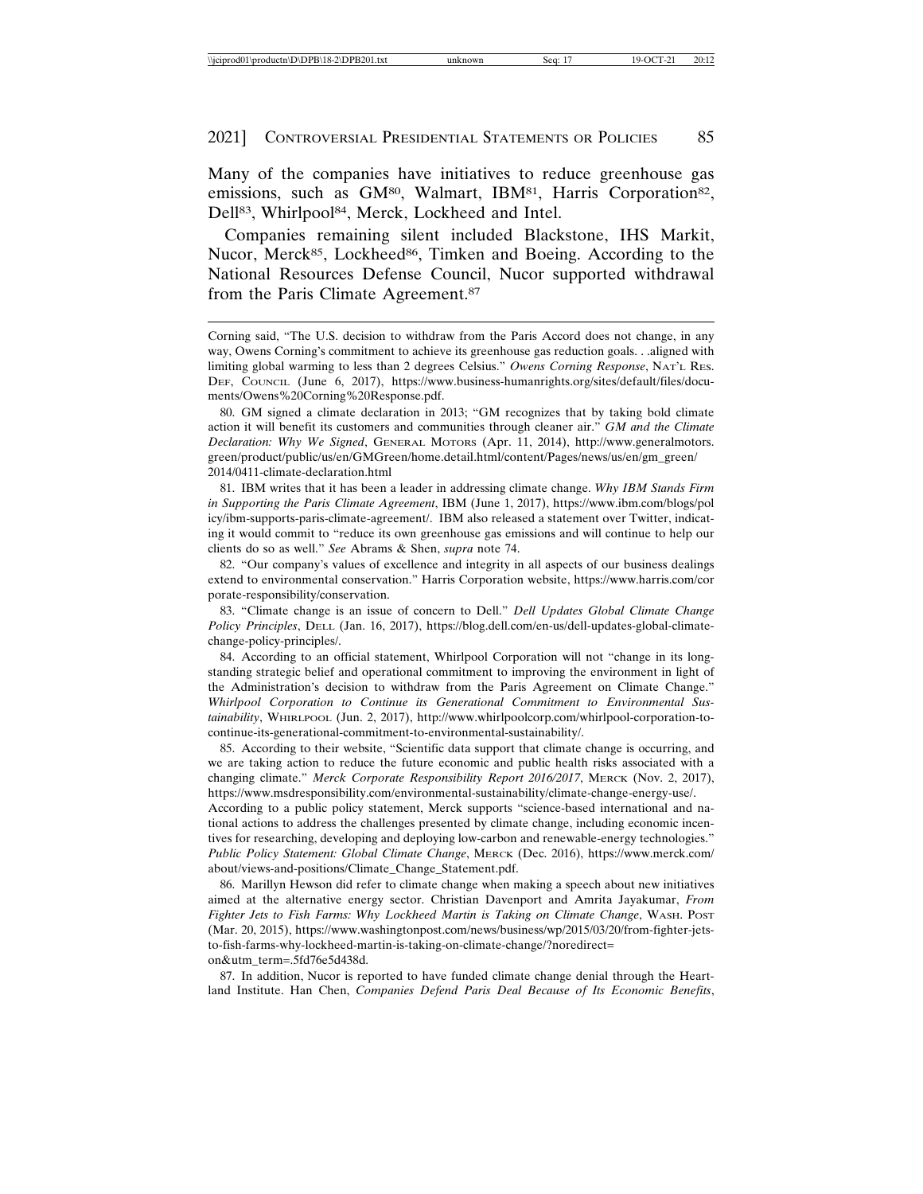Many of the companies have initiatives to reduce greenhouse gas emissions, such as GM[80], Walmart, IBM[81], Harris Corporation[82], Dell[83], Whirlpool[84], Merck, Lockheed and Intel.

Companies remaining silent included Blackstone, IHS Markit, Nucor, Merck[85], Lockheed[86], Timken and Boeing. According to the National Resources Defense Council, Nucor supported withdrawal from the Paris Climate Agreement.[87]

---

Corning said, "The U.S. decision to withdraw from the Paris Accord does not change, in any way, Owens Corning's commitment to achieve its greenhouse gas reduction goals. . .aligned with limiting global warming to less than 2 degrees Celsius." *Owens Corning Response*, NAT'L RES. DEF. COUNCIL (June 6, 2017), https://www.business-humanrights.org/sites/default/files/documents/Owens%20Corning%20Response.pdf.

80. GM signed a climate declaration in 2013; "GM recognizes that by taking bold climate action it will benefit its customers and communities through cleaner air." *GM and the Climate Declaration: Why We Signed*, GENERAL MOTORS (Apr. 11, 2014), http://www.generalmotors.green/product/public/us/en/GMGreen/home.detail.html/content/Pages/news/us/en/gm_green/2014/0411-climate-declaration.html

81. IBM writes that it has been a leader in addressing climate change. *Why IBM Stands Firm in Supporting the Paris Climate Agreement*, IBM (June 1, 2017), https://www.ibm.com/blogs/policy/ibm-supports-paris-climate-agreement/. IBM also released a statement over Twitter, indicating it would commit to "reduce its own greenhouse gas emissions and will continue to help our clients do so as well." *See* Abrams & Shen, *supra* note 74.

82. "Our company's values of excellence and integrity in all aspects of our business dealings extend to environmental conservation." Harris Corporation website, https://www.harris.com/corporate-responsibility/conservation.

83. "Climate change is an issue of concern to Dell." *Dell Updates Global Climate Change Policy Principles*, DELL (Jan. 16, 2017), https://blog.dell.com/en-us/dell-updates-global-climate-change-policy-principles/.

84. According to an official statement, Whirlpool Corporation will not "change in its longstanding strategic belief and operational commitment to improving the environment in light of the Administration's decision to withdraw from the Paris Agreement on Climate Change." *Whirlpool Corporation to Continue its Generational Commitment to Environmental Sustainability*, WHIRLPOOL (Jun. 2, 2017), http://www.whirlpoolcorp.com/whirlpool-corporation-to-continue-its-generational-commitment-to-environmental-sustainability/.

85. According to their website, "Scientific data support that climate change is occurring, and we are taking action to reduce the future economic and public health risks associated with a changing climate." *Merck Corporate Responsibility Report 2016/2017*, MERCK (Nov. 2, 2017), https://www.msdresponsibility.com/environmental-sustainability/climate-change-energy-use/. According to a public policy statement, Merck supports "science-based international and national actions to address the challenges presented by climate change, including economic incentives for researching, developing and deploying low-carbon and renewable-energy technologies." *Public Policy Statement: Global Climate Change*, MERCK (Dec. 2016), https://www.merck.com/about/views-and-positions/Climate_Change_Statement.pdf.

86. Marillyn Hewson did refer to climate change when making a speech about new initiatives aimed at the alternative energy sector. Christian Davenport and Amrita Jayakumar, *From Fighter Jets to Fish Farms: Why Lockheed Martin is Taking on Climate Change*, WASH. POST (Mar. 20, 2015), https://www.washingtonpost.com/news/business/wp/2015/03/20/from-fighter-jets-to-fish-farms-why-lockheed-martin-is-taking-on-climate-change/?noredirect=on&utm_term=.5fd76e5d438d.

87. In addition, Nucor is reported to have funded climate change denial through the Heartland Institute. Han Chen, *Companies Defend Paris Deal Because of Its Economic Benefits*,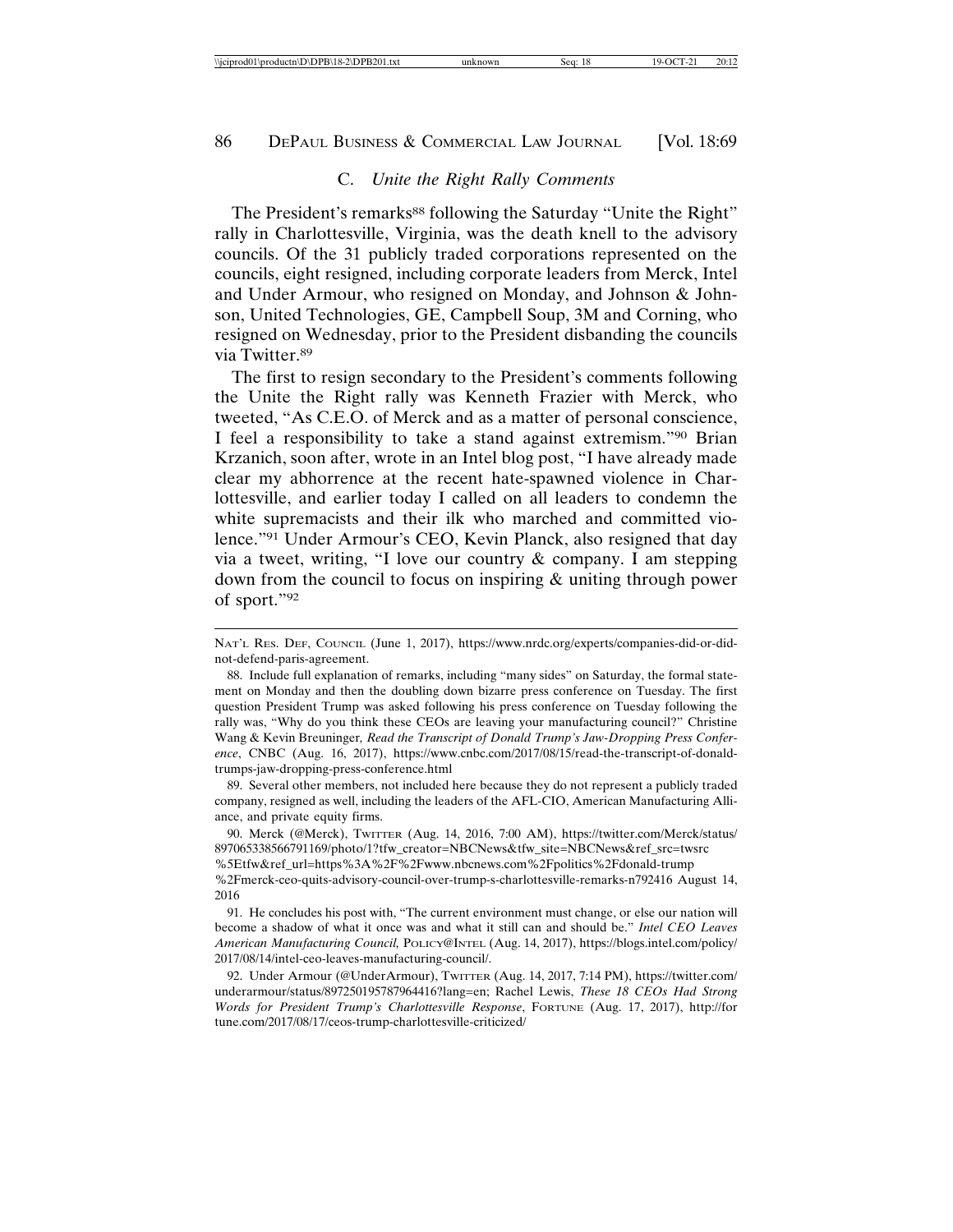### C. *Unite the Right Rally Comments*

The President's remarks[88] following the Saturday "Unite the Right" rally in Charlottesville, Virginia, was the death knell to the advisory councils. Of the 31 publicly traded corporations represented on the councils, eight resigned, including corporate leaders from Merck, Intel and Under Armour, who resigned on Monday, and Johnson & Johnson, United Technologies, GE, Campbell Soup, 3M and Corning, who resigned on Wednesday, prior to the President disbanding the councils via Twitter.[89]

The first to resign secondary to the President's comments following the Unite the Right rally was Kenneth Frazier with Merck, who tweeted, "As C.E.O. of Merck and as a matter of personal conscience, I feel a responsibility to take a stand against extremism."[90] Brian Krzanich, soon after, wrote in an Intel blog post, "I have already made clear my abhorrence at the recent hate-spawned violence in Charlottesville, and earlier today I called on all leaders to condemn the white supremacists and their ilk who marched and committed violence."[91] Under Armour's CEO, Kevin Planck, also resigned that day via a tweet, writing, "I love our country & company. I am stepping down from the council to focus on inspiring & uniting through power of sport."[92]

---

NAT'L RES. DEF, COUNCIL (June 1, 2017), https://www.nrdc.org/experts/companies-did-or-did-not-defend-paris-agreement.

88. Include full explanation of remarks, including "many sides" on Saturday, the formal statement on Monday and then the doubling down bizarre press conference on Tuesday. The first question President Trump was asked following his press conference on Tuesday following the rally was, "Why do you think these CEOs are leaving your manufacturing council?" Christine Wang & Kevin Breuninger, *Read the Transcript of Donald Trump's Jaw-Dropping Press Conference*, CNBC (Aug. 16, 2017), https://www.cnbc.com/2017/08/15/read-the-transcript-of-donald-trumps-jaw-dropping-press-conference.html

89. Several other members, not included here because they do not represent a publicly traded company, resigned as well, including the leaders of the AFL-CIO, American Manufacturing Alliance, and private equity firms.

90. Merck (@Merck), TWITTER (Aug. 14, 2016, 7:00 AM), https://twitter.com/Merck/status/897065338566791169/photo/1?tfw_creator=NBCNews&tfw_site=NBCNews&ref_src=twsrc%5Etfw&ref_url=https%3A%2F%2Fwww.nbcnews.com%2Fpolitics%2Fdonald-trump%2Fmerck-ceo-quits-advisory-council-over-trump-s-charlottesville-remarks-n792416 August 14, 2016

91. He concludes his post with, "The current environment must change, or else our nation will become a shadow of what it once was and what it still can and should be." *Intel CEO Leaves American Manufacturing Council,* POLICY@INTEL (Aug. 14, 2017), https://blogs.intel.com/policy/2017/08/14/intel-ceo-leaves-manufacturing-council/.

92. Under Armour (@UnderArmour), TWITTER (Aug. 14, 2017, 7:14 PM), https://twitter.com/underarmour/status/897250195787964416?lang=en; Rachel Lewis, *These 18 CEOs Had Strong Words for President Trump's Charlottesville Response*, FORTUNE (Aug. 17, 2017), http://fortune.com/2017/08/17/ceos-trump-charlottesville-criticized/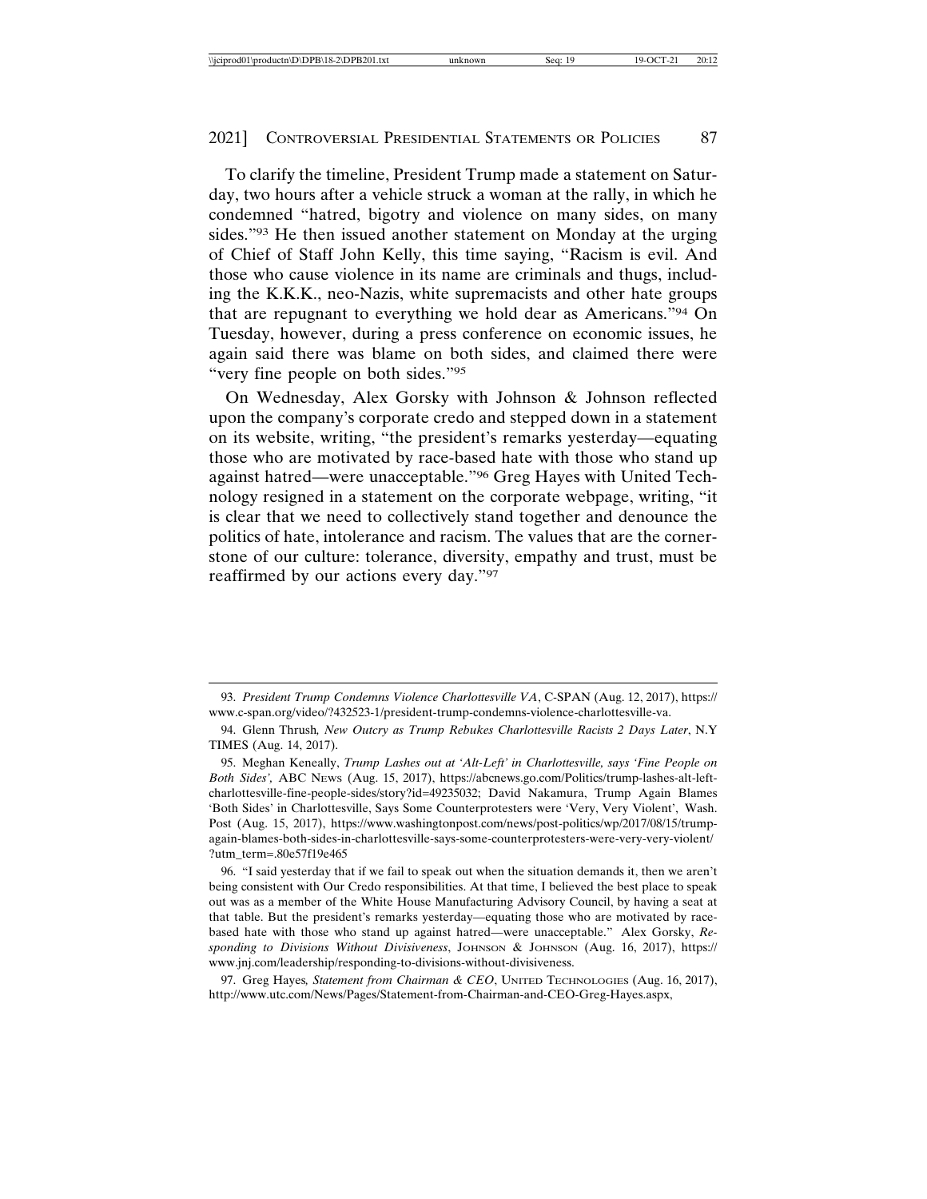To clarify the timeline, President Trump made a statement on Saturday, two hours after a vehicle struck a woman at the rally, in which he condemned "hatred, bigotry and violence on many sides, on many sides."[93] He then issued another statement on Monday at the urging of Chief of Staff John Kelly, this time saying, "Racism is evil. And those who cause violence in its name are criminals and thugs, including the K.K.K., neo-Nazis, white supremacists and other hate groups that are repugnant to everything we hold dear as Americans."[94] On Tuesday, however, during a press conference on economic issues, he again said there was blame on both sides, and claimed there were "very fine people on both sides."[95]

On Wednesday, Alex Gorsky with Johnson & Johnson reflected upon the company's corporate credo and stepped down in a statement on its website, writing, "the president's remarks yesterday—equating those who are motivated by race-based hate with those who stand up against hatred—were unacceptable."[96] Greg Hayes with United Technology resigned in a statement on the corporate webpage, writing, "it is clear that we need to collectively stand together and denounce the politics of hate, intolerance and racism. The values that are the cornerstone of our culture: tolerance, diversity, empathy and trust, must be reaffirmed by our actions every day."[97]

---

93. *President Trump Condemns Violence Charlottesville VA*, C-SPAN (Aug. 12, 2017), https://www.c-span.org/video/?432523-1/president-trump-condemns-violence-charlottesville-va.

94. Glenn Thrush*, New Outcry as Trump Rebukes Charlottesville Racists 2 Days Later*, N.Y TIMES (Aug. 14, 2017).

95. Meghan Keneally, *Trump Lashes out at 'Alt-Left' in Charlottesville, says 'Fine People on Both Sides',* ABC NEWS (Aug. 15, 2017), https://abcnews.go.com/Politics/trump-lashes-alt-left-charlottesville-fine-people-sides/story?id=49235032; David Nakamura, Trump Again Blames 'Both Sides' in Charlottesville, Says Some Counterprotesters were 'Very, Very Violent', Wash. Post (Aug. 15, 2017), https://www.washingtonpost.com/news/post-politics/wp/2017/08/15/trump-again-blames-both-sides-in-charlottesville-says-some-counterprotesters-were-very-very-violent/?utm_term=.80e57f19e465

96. "I said yesterday that if we fail to speak out when the situation demands it, then we aren't being consistent with Our Credo responsibilities. At that time, I believed the best place to speak out was as a member of the White House Manufacturing Advisory Council, by having a seat at that table. But the president's remarks yesterday—equating those who are motivated by race-based hate with those who stand up against hatred—were unacceptable." Alex Gorsky, *Responding to Divisions Without Divisiveness*, JOHNSON & JOHNSON (Aug. 16, 2017), https://www.jnj.com/leadership/responding-to-divisions-without-divisiveness.

97. Greg Hayes*, Statement from Chairman & CEO*, UNITED TECHNOLOGIES (Aug. 16, 2017), http://www.utc.com/News/Pages/Statement-from-Chairman-and-CEO-Greg-Hayes.aspx,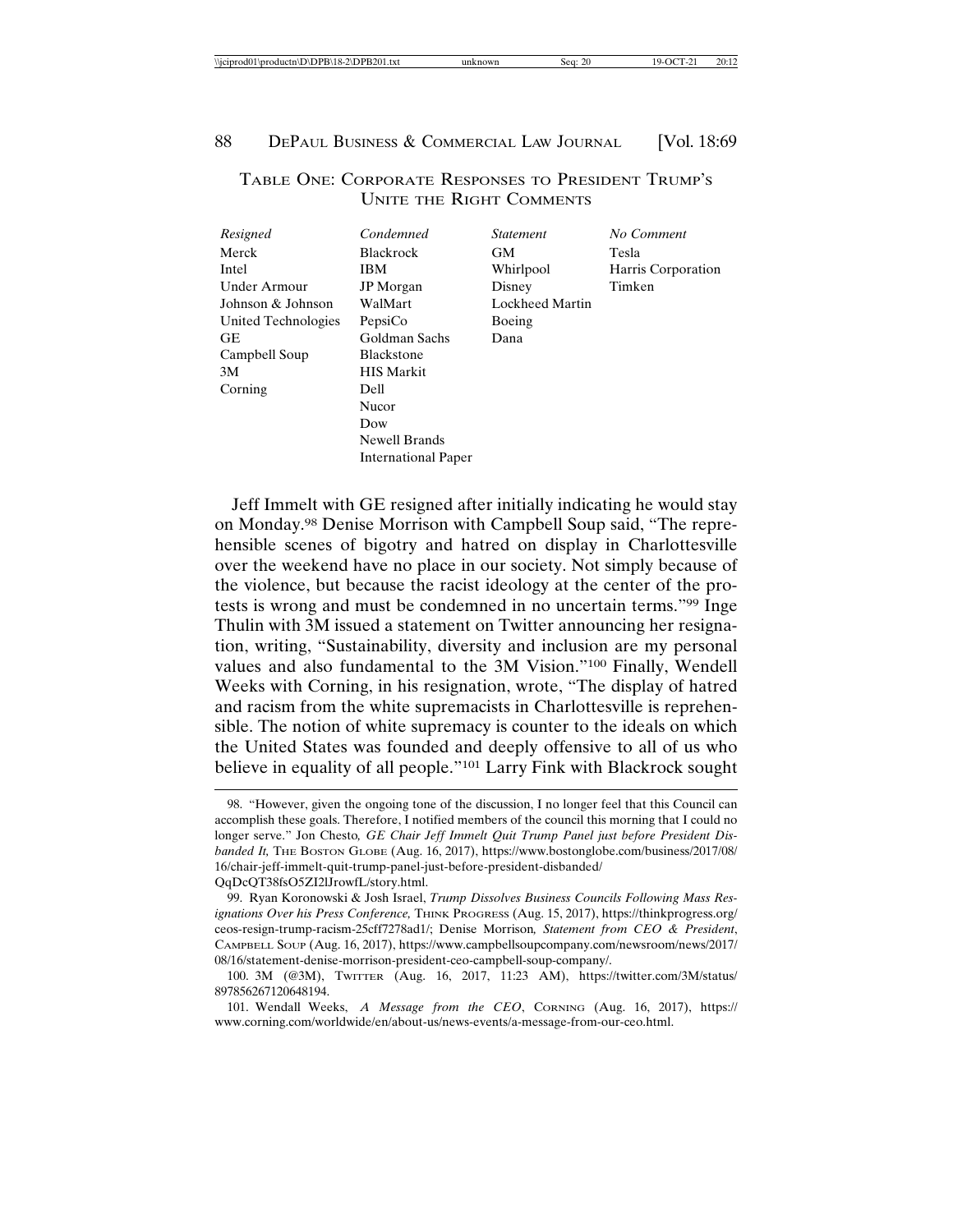## TABLE ONE: CORPORATE RESPONSES TO PRESIDENT TRUMP'S UNITE THE RIGHT COMMENTS

| *Resigned* | *Condemned* | *Statement* | *No Comment* |
|---|---|---|---|
| Merck | Blackrock | GM | Tesla |
| Intel | IBM | Whirlpool | Harris Corporation |
| Under Armour | JP Morgan | Disney | Timken |
| Johnson & Johnson | WalMart | Lockheed Martin | |
| United Technologies | PepsiCo | Boeing | |
| GE | Goldman Sachs | Dana | |
| Campbell Soup | Blackstone | | |
| 3M | HIS Markit | | |
| Corning | Dell | | |
| | Nucor | | |
| | Dow | | |
| | Newell Brands | | |
| | International Paper | | |

Jeff Immelt with GE resigned after initially indicating he would stay on Monday.[98] Denise Morrison with Campbell Soup said, "The reprehensible scenes of bigotry and hatred on display in Charlottesville over the weekend have no place in our society. Not simply because of the violence, but because the racist ideology at the center of the protests is wrong and must be condemned in no uncertain terms."[99] Inge Thulin with 3M issued a statement on Twitter announcing her resignation, writing, "Sustainability, diversity and inclusion are my personal values and also fundamental to the 3M Vision."[100] Finally, Wendell Weeks with Corning, in his resignation, wrote, "The display of hatred and racism from the white supremacists in Charlottesville is reprehensible. The notion of white supremacy is counter to the ideals on which the United States was founded and deeply offensive to all of us who believe in equality of all people."[101] Larry Fink with Blackrock sought

---

98. "However, given the ongoing tone of the discussion, I no longer feel that this Council can accomplish these goals. Therefore, I notified members of the council this morning that I could no longer serve." Jon Chesto, *GE Chair Jeff Immelt Quit Trump Panel just before President Disbanded It,* THE BOSTON GLOBE (Aug. 16, 2017), https://www.bostonglobe.com/business/2017/08/16/chair-jeff-immelt-quit-trump-panel-just-before-president-disbanded/QqDcQT38fsO5ZI2lJrowfL/story.html.

99. Ryan Koronowski & Josh Israel, *Trump Dissolves Business Councils Following Mass Resignations Over his Press Conference,* THINK PROGRESS (Aug. 15, 2017), https://thinkprogress.org/ceos-resign-trump-racism-25cff7278ad1/; Denise Morrison*, Statement from CEO & President*, CAMPBELL SOUP (Aug. 16, 2017), https://www.campbellsoupcompany.com/newsroom/news/2017/08/16/statement-denise-morrison-president-ceo-campbell-soup-company/.

100. 3M (@3M), TWITTER (Aug. 16, 2017, 11:23 AM), https://twitter.com/3M/status/897856267120648194.

101. Wendall Weeks, *A Message from the CEO*, CORNING (Aug. 16, 2017), https://www.corning.com/worldwide/en/about-us/news-events/a-message-from-our-ceo.html.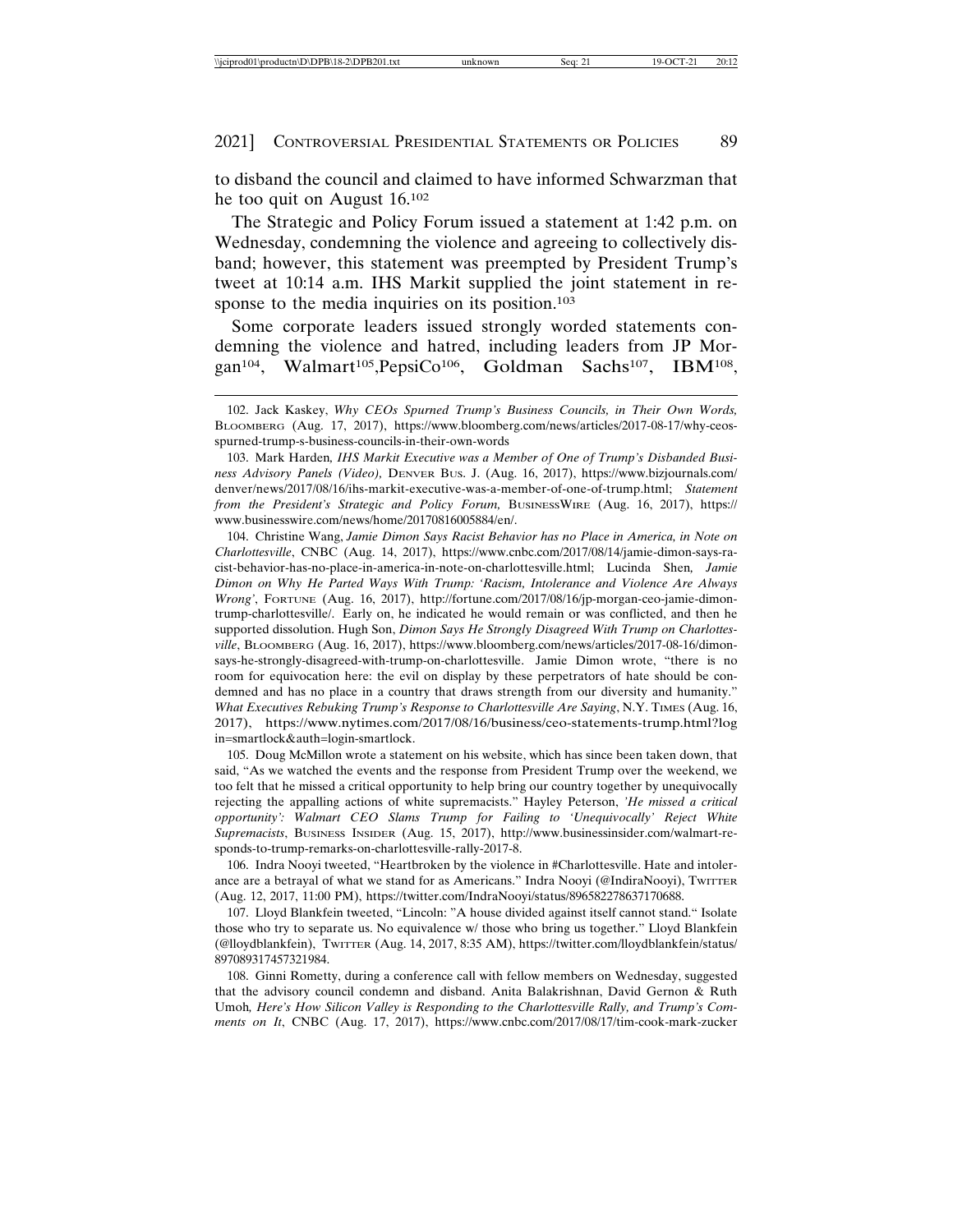to disband the council and claimed to have informed Schwarzman that he too quit on August 16.[102]

The Strategic and Policy Forum issued a statement at 1:42 p.m. on Wednesday, condemning the violence and agreeing to collectively disband; however, this statement was preempted by President Trump's tweet at 10:14 a.m. IHS Markit supplied the joint statement in response to the media inquiries on its position.[103]

Some corporate leaders issued strongly worded statements condemning the violence and hatred, including leaders from JP Morgan[104], Walmart[105],PepsiCo[106], Goldman Sachs[107], IBM[108],

---

102. Jack Kaskey, *Why CEOs Spurned Trump's Business Councils, in Their Own Words,* Bloomberg (Aug. 17, 2017), https://www.bloomberg.com/news/articles/2017-08-17/why-ceos-spurned-trump-s-business-councils-in-their-own-words

103. Mark Harden*, IHS Markit Executive was a Member of One of Trump's Disbanded Business Advisory Panels (Video),* Denver Bus. J. (Aug. 16, 2017), https://www.bizjournals.com/denver/news/2017/08/16/ihs-markit-executive-was-a-member-of-one-of-trump.html; *Statement from the President's Strategic and Policy Forum,* BusinessWire (Aug. 16, 2017), https://www.businesswire.com/news/home/20170816005884/en/.

104. Christine Wang, *Jamie Dimon Says Racist Behavior has no Place in America, in Note on Charlottesville*, CNBC (Aug. 14, 2017), https://www.cnbc.com/2017/08/14/jamie-dimon-says-racist-behavior-has-no-place-in-america-in-note-on-charlottesville.html; Lucinda Shen*, Jamie Dimon on Why He Parted Ways With Trump: 'Racism, Intolerance and Violence Are Always Wrong'*, Fortune (Aug. 16, 2017), http://fortune.com/2017/08/16/jp-morgan-ceo-jamie-dimon-trump-charlottesville/. Early on, he indicated he would remain or was conflicted, and then he supported dissolution. Hugh Son, *Dimon Says He Strongly Disagreed With Trump on Charlottesville*, Bloomberg (Aug. 16, 2017), https://www.bloomberg.com/news/articles/2017-08-16/dimon-says-he-strongly-disagreed-with-trump-on-charlottesville. Jamie Dimon wrote, "there is no room for equivocation here: the evil on display by these perpetrators of hate should be condemned and has no place in a country that draws strength from our diversity and humanity." *What Executives Rebuking Trump's Response to Charlottesville Are Saying*, N.Y. Times (Aug. 16, 2017), https://www.nytimes.com/2017/08/16/business/ceo-statements-trump.html?login=smartlock&auth=login-smartlock.

105. Doug McMillon wrote a statement on his website, which has since been taken down, that said, "As we watched the events and the response from President Trump over the weekend, we too felt that he missed a critical opportunity to help bring our country together by unequivocally rejecting the appalling actions of white supremacists." Hayley Peterson, *'He missed a critical opportunity': Walmart CEO Slams Trump for Failing to 'Unequivocally' Reject White Supremacists*, Business Insider (Aug. 15, 2017), http://www.businessinsider.com/walmart-responds-to-trump-remarks-on-charlottesville-rally-2017-8.

106. Indra Nooyi tweeted, "Heartbroken by the violence in #Charlottesville. Hate and intolerance are a betrayal of what we stand for as Americans." Indra Nooyi (@IndiraNooyi), Twitter (Aug. 12, 2017, 11:00 PM), https://twitter.com/IndraNooyi/status/896582278637170688.

107. Lloyd Blankfein tweeted, "Lincoln: "A house divided against itself cannot stand." Isolate those who try to separate us. No equivalence w/ those who bring us together." Lloyd Blankfein (@lloydblankfein), Twitter (Aug. 14, 2017, 8:35 AM), https://twitter.com/lloydblankfein/status/897089317457321984.

108. Ginni Rometty, during a conference call with fellow members on Wednesday, suggested that the advisory council condemn and disband. Anita Balakrishnan, David Gernon & Ruth Umoh*, Here's How Silicon Valley is Responding to the Charlottesville Rally, and Trump's Comments on It*, CNBC (Aug. 17, 2017), https://www.cnbc.com/2017/08/17/tim-cook-mark-zucker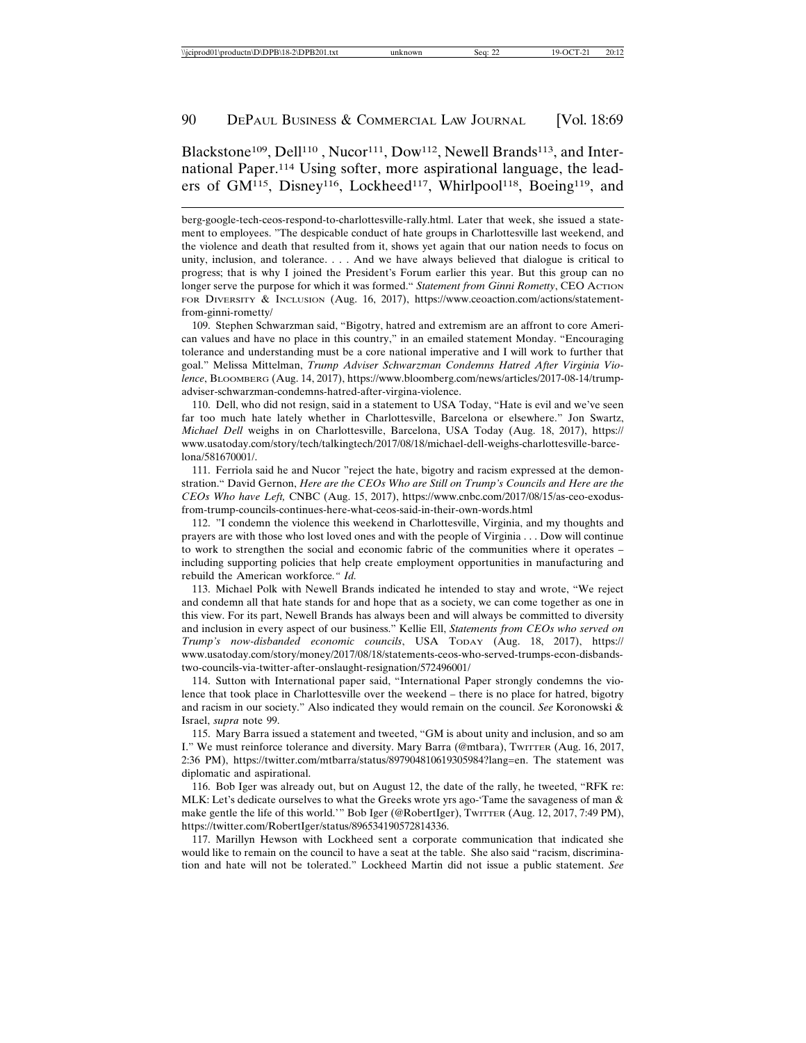Blackstone[109], Dell[110] , Nucor[111], Dow[112], Newell Brands[113], and International Paper.[114] Using softer, more aspirational language, the leaders of GM[115], Disney[116], Lockheed[117], Whirlpool[118], Boeing[119], and

berg-google-tech-ceos-respond-to-charlottesville-rally.html. Later that week, she issued a statement to employees. "The despicable conduct of hate groups in Charlottesville last weekend, and the violence and death that resulted from it, shows yet again that our nation needs to focus on unity, inclusion, and tolerance. . . . And we have always believed that dialogue is critical to progress; that is why I joined the President's Forum earlier this year. But this group can no longer serve the purpose for which it was formed." *Statement from Ginni Rometty*, CEO Action for Diversity & Inclusion (Aug. 16, 2017), https://www.ceoaction.com/actions/statement-from-ginni-rometty/

109. Stephen Schwarzman said, "Bigotry, hatred and extremism are an affront to core American values and have no place in this country," in an emailed statement Monday. "Encouraging tolerance and understanding must be a core national imperative and I will work to further that goal." Melissa Mittelman, *Trump Adviser Schwarzman Condemns Hatred After Virginia Violence*, Bloomberg (Aug. 14, 2017), https://www.bloomberg.com/news/articles/2017-08-14/trump-adviser-schwarzman-condemns-hatred-after-virgina-violence.

110. Dell, who did not resign, said in a statement to USA Today, "Hate is evil and we've seen far too much hate lately whether in Charlottesville, Barcelona or elsewhere." Jon Swartz, *Michael Dell* weighs in on Charlottesville, Barcelona, USA Today (Aug. 18, 2017), https://www.usatoday.com/story/tech/talkingtech/2017/08/18/michael-dell-weighs-charlottesville-barcelona/581670001/.

111. Ferriola said he and Nucor "reject the hate, bigotry and racism expressed at the demonstration." David Gernon, *Here are the CEOs Who are Still on Trump's Councils and Here are the CEOs Who have Left,* CNBC (Aug. 15, 2017), https://www.cnbc.com/2017/08/15/as-ceo-exodus-from-trump-councils-continues-here-what-ceos-said-in-their-own-words.html

112. "I condemn the violence this weekend in Charlottesville, Virginia, and my thoughts and prayers are with those who lost loved ones and with the people of Virginia . . . Dow will continue to work to strengthen the social and economic fabric of the communities where it operates – including supporting policies that help create employment opportunities in manufacturing and rebuild the American workforce." *Id.*

113. Michael Polk with Newell Brands indicated he intended to stay and wrote, "We reject and condemn all that hate stands for and hope that as a society, we can come together as one in this view. For its part, Newell Brands has always been and will always be committed to diversity and inclusion in every aspect of our business." Kellie Ell, *Statements from CEOs who served on Trump's now-disbanded economic councils*, USA Today (Aug. 18, 2017), https://www.usatoday.com/story/money/2017/08/18/statements-ceos-who-served-trumps-econ-disbands-two-councils-via-twitter-after-onslaught-resignation/572496001/

114. Sutton with International paper said, "International Paper strongly condemns the violence that took place in Charlottesville over the weekend – there is no place for hatred, bigotry and racism in our society." Also indicated they would remain on the council. *See* Koronowski & Israel, *supra* note 99.

115. Mary Barra issued a statement and tweeted, "GM is about unity and inclusion, and so am I." We must reinforce tolerance and diversity. Mary Barra (@mtbara), Twitter (Aug. 16, 2017, 2:36 PM), https://twitter.com/mtbarra/status/897904810619305984?lang=en. The statement was diplomatic and aspirational.

116. Bob Iger was already out, but on August 12, the date of the rally, he tweeted, "RFK re: MLK: Let's dedicate ourselves to what the Greeks wrote yrs ago-'Tame the savageness of man & make gentle the life of this world.'" Bob Iger (@RobertIger), Twitter (Aug. 12, 2017, 7:49 PM), https://twitter.com/RobertIger/status/896534190572814336.

117. Marillyn Hewson with Lockheed sent a corporate communication that indicated she would like to remain on the council to have a seat at the table. She also said "racism, discrimination and hate will not be tolerated." Lockheed Martin did not issue a public statement. *See*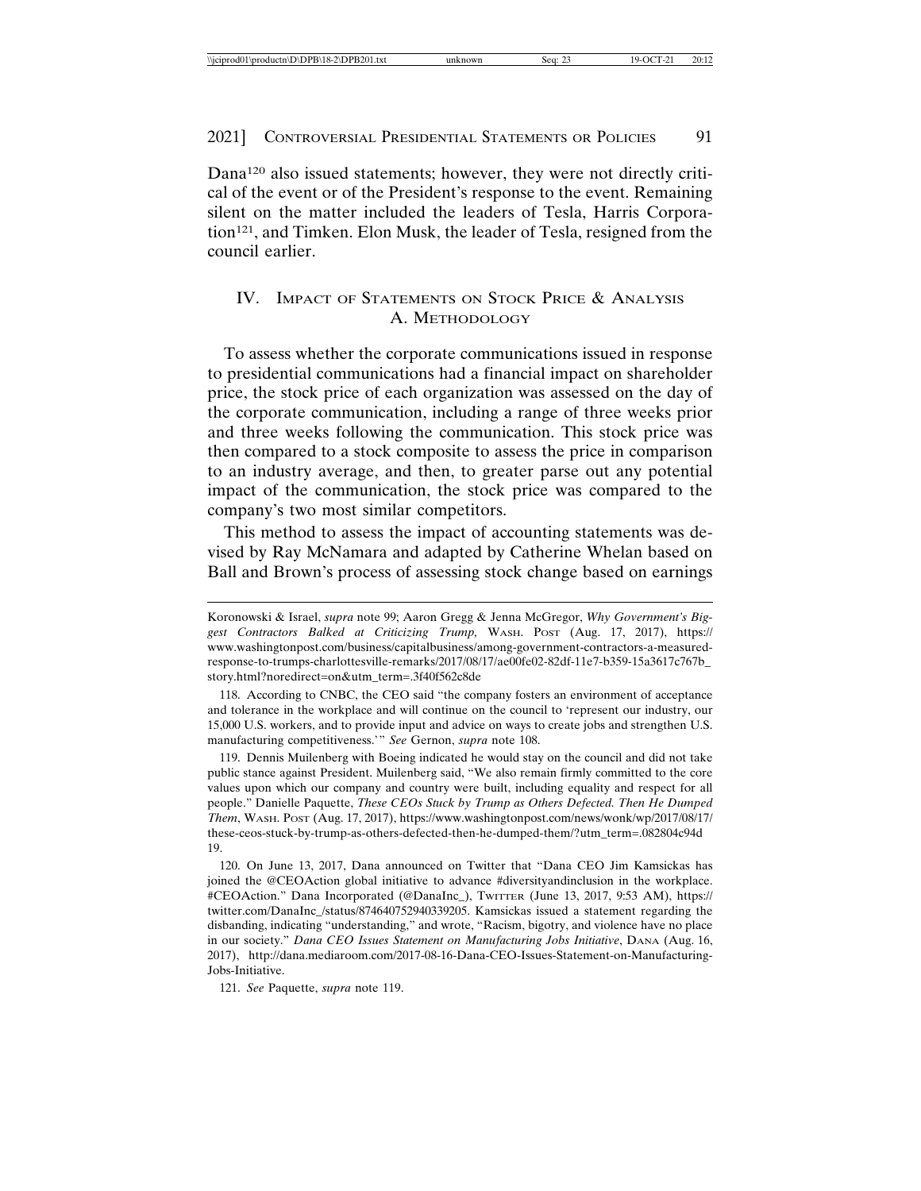Dana[120] also issued statements; however, they were not directly critical of the event or of the President's response to the event. Remaining silent on the matter included the leaders of Tesla, Harris Corporation[121], and Timken. Elon Musk, the leader of Tesla, resigned from the council earlier.

## IV. Impact of Statements on Stock Price & Analysis

### A. Methodology

To assess whether the corporate communications issued in response to presidential communications had a financial impact on shareholder price, the stock price of each organization was assessed on the day of the corporate communication, including a range of three weeks prior and three weeks following the communication. This stock price was then compared to a stock composite to assess the price in comparison to an industry average, and then, to greater parse out any potential impact of the communication, the stock price was compared to the company's two most similar competitors.

This method to assess the impact of accounting statements was devised by Ray McNamara and adapted by Catherine Whelan based on Ball and Brown's process of assessing stock change based on earnings

---

Koronowski & Israel, *supra* note 99; Aaron Gregg & Jenna McGregor, *Why Government's Biggest Contractors Balked at Criticizing Trump,* Wash. Post (Aug. 17, 2017), https://www.washingtonpost.com/business/capitalbusiness/among-government-contractors-a-measured-response-to-trumps-charlottesville-remarks/2017/08/17/ae00fe02-82df-11e7-b359-15a3617c767b_story.html?noredirect=on&utm_term=.3f40f562c8de

118. According to CNBC, the CEO said "the company fosters an environment of acceptance and tolerance in the workplace and will continue on the council to 'represent our industry, our 15,000 U.S. workers, and to provide input and advice on ways to create jobs and strengthen U.S. manufacturing competitiveness.'" *See* Gernon, *supra* note 108.

119. Dennis Muilenberg with Boeing indicated he would stay on the council and did not take public stance against President. Muilenberg said, "We also remain firmly committed to the core values upon which our company and country were built, including equality and respect for all people." Danielle Paquette, *These CEOs Stuck by Trump as Others Defected. Then He Dumped Them*, Wash. Post (Aug. 17, 2017), https://www.washingtonpost.com/news/wonk/wp/2017/08/17/these-ceos-stuck-by-trump-as-others-defected-then-he-dumped-them/?utm_term=.082804c94d19.

120. On June 13, 2017, Dana announced on Twitter that "Dana CEO Jim Kamsickas has joined the @CEOAction global initiative to advance #diversityandinclusion in the workplace. #CEOAction." Dana Incorporated (@DanaInc_), Twitter (June 13, 2017, 9:53 AM), https://twitter.com/DanaInc_/status/874640752940339205. Kamsickas issued a statement regarding the disbanding, indicating "understanding," and wrote, "Racism, bigotry, and violence have no place in our society." *Dana CEO Issues Statement on Manufacturing Jobs Initiative*, Dana (Aug. 16, 2017), http://dana.mediaroom.com/2017-08-16-Dana-CEO-Issues-Statement-on-Manufacturing-Jobs-Initiative.

121. *See* Paquette, *supra* note 119.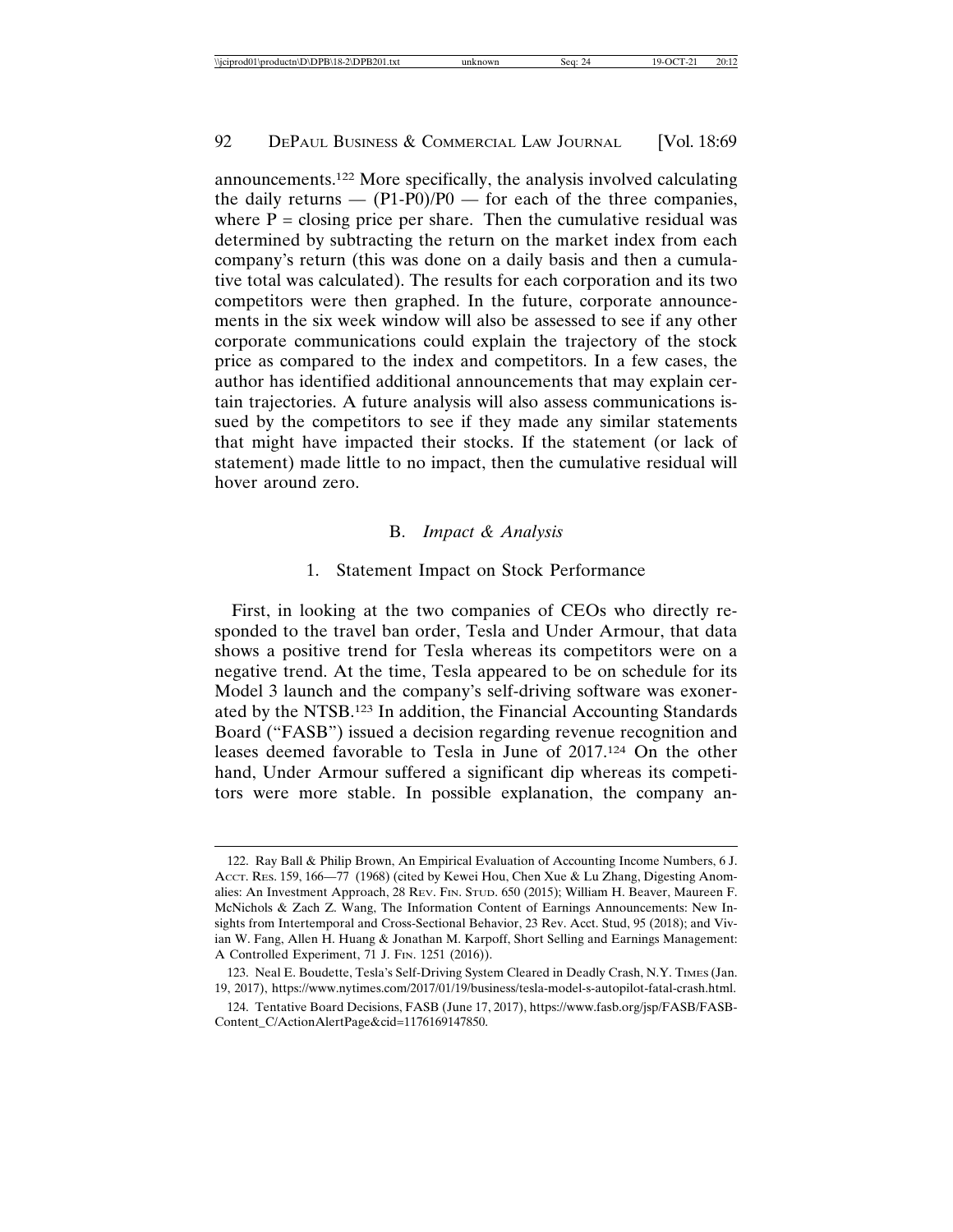announcements.[122] More specifically, the analysis involved calculating the daily returns — (P1-P0)/P0 — for each of the three companies, where P = closing price per share. Then the cumulative residual was determined by subtracting the return on the market index from each company's return (this was done on a daily basis and then a cumulative total was calculated). The results for each corporation and its two competitors were then graphed. In the future, corporate announcements in the six week window will also be assessed to see if any other corporate communications could explain the trajectory of the stock price as compared to the index and competitors. In a few cases, the author has identified additional announcements that may explain certain trajectories. A future analysis will also assess communications issued by the competitors to see if they made any similar statements that might have impacted their stocks. If the statement (or lack of statement) made little to no impact, then the cumulative residual will hover around zero.

### B. *Impact & Analysis*

#### 1. Statement Impact on Stock Performance

First, in looking at the two companies of CEOs who directly responded to the travel ban order, Tesla and Under Armour, that data shows a positive trend for Tesla whereas its competitors were on a negative trend. At the time, Tesla appeared to be on schedule for its Model 3 launch and the company's self-driving software was exonerated by the NTSB.[123] In addition, the Financial Accounting Standards Board ("FASB") issued a decision regarding revenue recognition and leases deemed favorable to Tesla in June of 2017.[124] On the other hand, Under Armour suffered a significant dip whereas its competitors were more stable. In possible explanation, the company an-

---

122. Ray Ball & Philip Brown, An Empirical Evaluation of Accounting Income Numbers, 6 J. ACCT. RES. 159, 166—77 (1968) (cited by Kewei Hou, Chen Xue & Lu Zhang, Digesting Anomalies: An Investment Approach, 28 REV. FIN. STUD. 650 (2015); William H. Beaver, Maureen F. McNichols & Zach Z. Wang, The Information Content of Earnings Announcements: New Insights from Intertemporal and Cross-Sectional Behavior, 23 Rev. Acct. Stud, 95 (2018); and Vivian W. Fang, Allen H. Huang & Jonathan M. Karpoff, Short Selling and Earnings Management: A Controlled Experiment, 71 J. FIN. 1251 (2016)).

123. Neal E. Boudette, Tesla's Self-Driving System Cleared in Deadly Crash, N.Y. TIMES (Jan. 19, 2017), https://www.nytimes.com/2017/01/19/business/tesla-model-s-autopilot-fatal-crash.html.

124. Tentative Board Decisions, FASB (June 17, 2017), https://www.fasb.org/jsp/FASB/FASB-Content_C/ActionAlertPage&cid=1176169147850.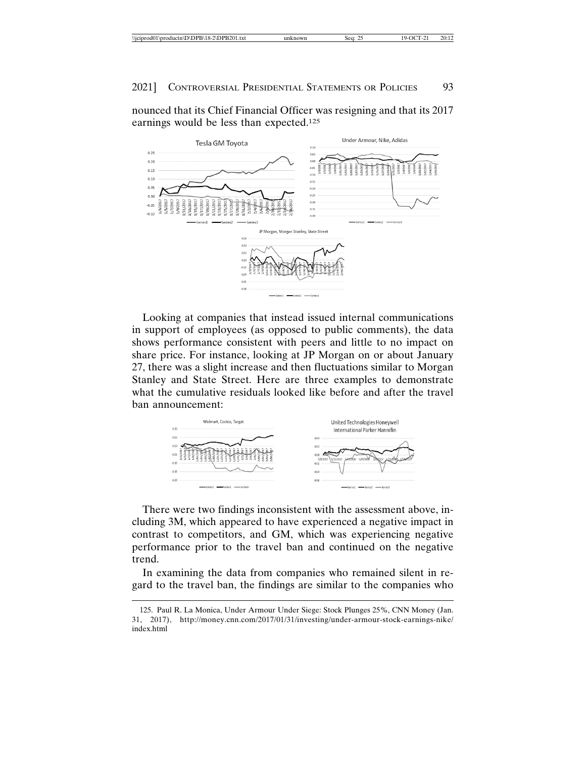nounced that its Chief Financial Officer was resigning and that its 2017 earnings would be less than expected.[125]

Looking at companies that instead issued internal communications in support of employees (as opposed to public comments), the data shows performance consistent with peers and little to no impact on share price. For instance, looking at JP Morgan on or about January 27, there was a slight increase and then fluctuations similar to Morgan Stanley and State Street. Here are three examples to demonstrate what the cumulative residuals looked like before and after the travel ban announcement:

There were two findings inconsistent with the assessment above, including 3M, which appeared to have experienced a negative impact in contrast to competitors, and GM, which was experiencing negative performance prior to the travel ban and continued on the negative trend.

In examining the data from companies who remained silent in regard to the travel ban, the findings are similar to the companies who

125. Paul R. La Monica, Under Armour Under Siege: Stock Plunges 25%, CNN Money (Jan. 31, 2017), http://money.cnn.com/2017/01/31/investing/under-armour-stock-earnings-nike/index.html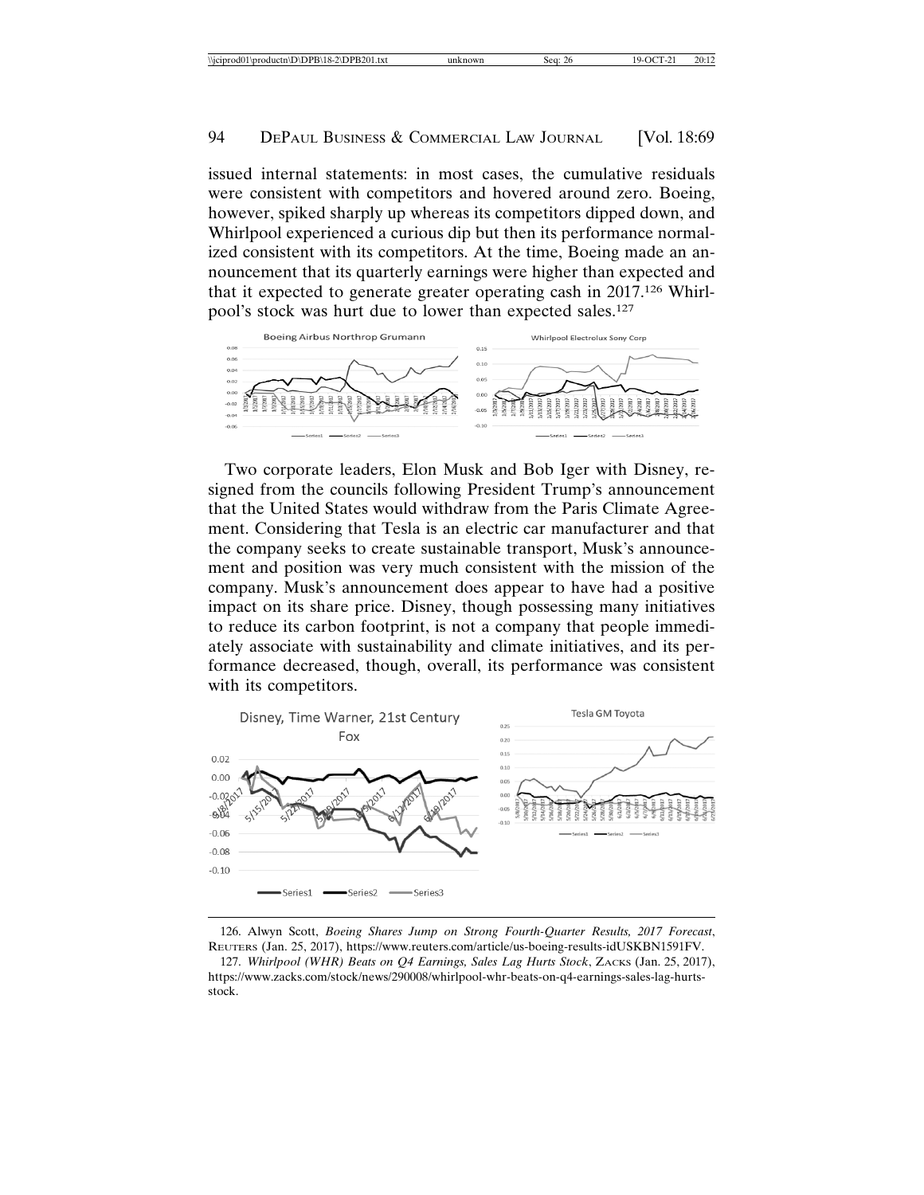issued internal statements: in most cases, the cumulative residuals were consistent with competitors and hovered around zero. Boeing, however, spiked sharply up whereas its competitors dipped down, and Whirlpool experienced a curious dip but then its performance normalized consistent with its competitors. At the time, Boeing made an announcement that its quarterly earnings were higher than expected and that it expected to generate greater operating cash in 2017.[126] Whirlpool's stock was hurt due to lower than expected sales.[127]

Two corporate leaders, Elon Musk and Bob Iger with Disney, resigned from the councils following President Trump's announcement that the United States would withdraw from the Paris Climate Agreement. Considering that Tesla is an electric car manufacturer and that the company seeks to create sustainable transport, Musk's announcement and position was very much consistent with the mission of the company. Musk's announcement does appear to have had a positive impact on its share price. Disney, though possessing many initiatives to reduce its carbon footprint, is not a company that people immediately associate with sustainability and climate initiatives, and its performance decreased, though, overall, its performance was consistent with its competitors.

126. Alwyn Scott, *Boeing Shares Jump on Strong Fourth-Quarter Results, 2017 Forecast*, Reuters (Jan. 25, 2017), https://www.reuters.com/article/us-boeing-results-idUSKBN1591FV.

127. *Whirlpool (WHR) Beats on Q4 Earnings, Sales Lag Hurts Stock*, Zacks (Jan. 25, 2017), https://www.zacks.com/stock/news/290008/whirlpool-whr-beats-on-q4-earnings-sales-lag-hurts-stock.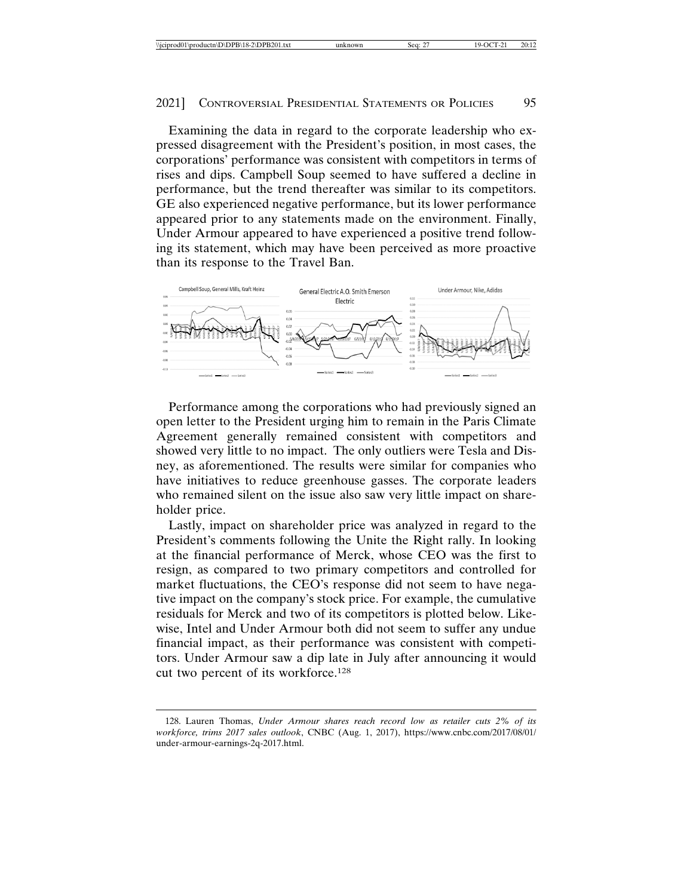Examining the data in regard to the corporate leadership who expressed disagreement with the President's position, in most cases, the corporations' performance was consistent with competitors in terms of rises and dips. Campbell Soup seemed to have suffered a decline in performance, but the trend thereafter was similar to its competitors. GE also experienced negative performance, but its lower performance appeared prior to any statements made on the environment. Finally, Under Armour appeared to have experienced a positive trend following its statement, which may have been perceived as more proactive than its response to the Travel Ban.

Performance among the corporations who had previously signed an open letter to the President urging him to remain in the Paris Climate Agreement generally remained consistent with competitors and showed very little to no impact. The only outliers were Tesla and Disney, as aforementioned. The results were similar for companies who have initiatives to reduce greenhouse gasses. The corporate leaders who remained silent on the issue also saw very little impact on shareholder price.

Lastly, impact on shareholder price was analyzed in regard to the President's comments following the Unite the Right rally. In looking at the financial performance of Merck, whose CEO was the first to resign, as compared to two primary competitors and controlled for market fluctuations, the CEO's response did not seem to have negative impact on the company's stock price. For example, the cumulative residuals for Merck and two of its competitors is plotted below. Likewise, Intel and Under Armour both did not seem to suffer any undue financial impact, as their performance was consistent with competitors. Under Armour saw a dip late in July after announcing it would cut two percent of its workforce.[128]

128. Lauren Thomas, *Under Armour shares reach record low as retailer cuts 2% of its workforce, trims 2017 sales outlook*, CNBC (Aug. 1, 2017), https://www.cnbc.com/2017/08/01/under-armour-earnings-2q-2017.html.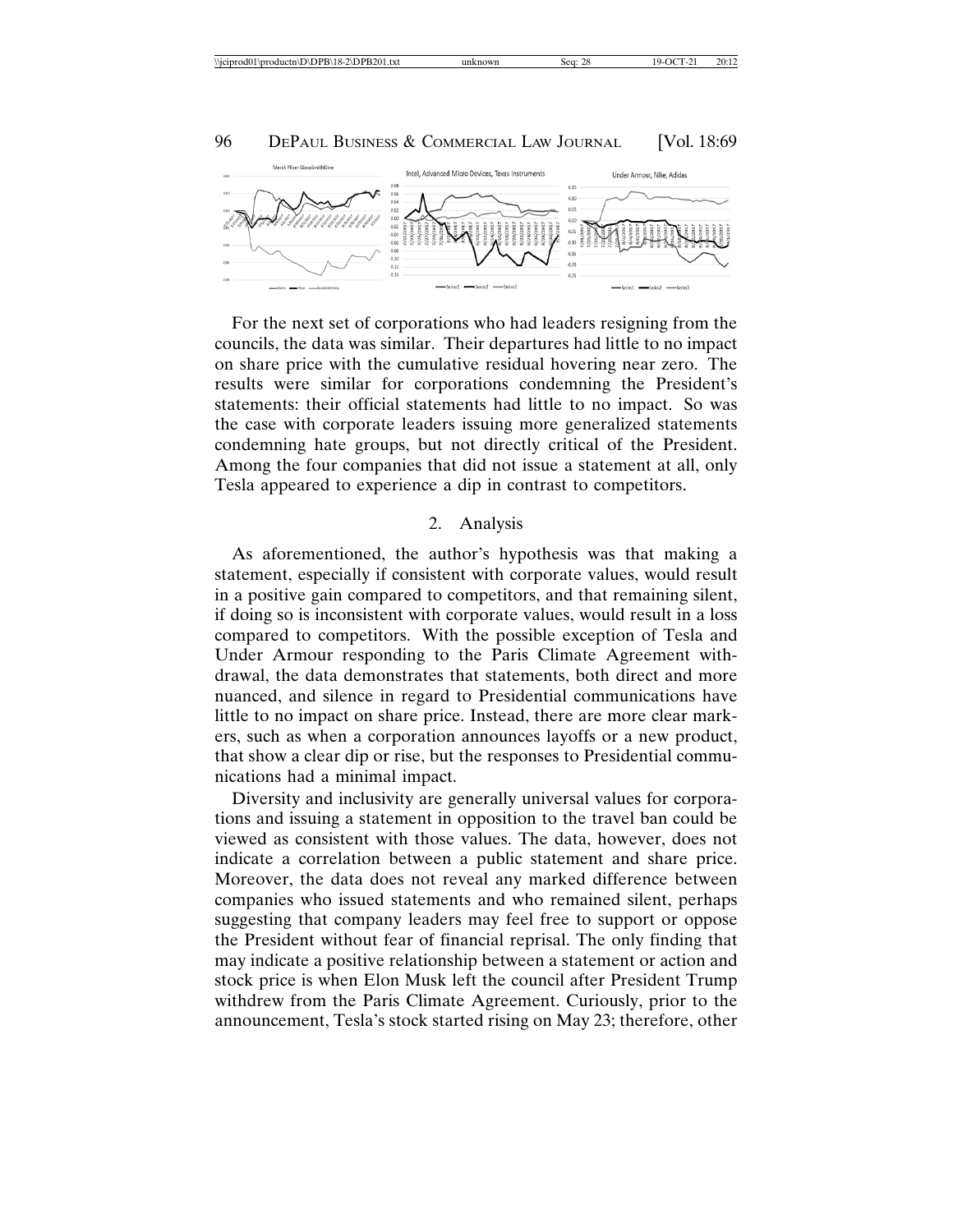For the next set of corporations who had leaders resigning from the councils, the data was similar. Their departures had little to no impact on share price with the cumulative residual hovering near zero. The results were similar for corporations condemning the President's statements: their official statements had little to no impact. So was the case with corporate leaders issuing more generalized statements condemning hate groups, but not directly critical of the President. Among the four companies that did not issue a statement at all, only Tesla appeared to experience a dip in contrast to competitors.

### 2. Analysis

As aforementioned, the author's hypothesis was that making a statement, especially if consistent with corporate values, would result in a positive gain compared to competitors, and that remaining silent, if doing so is inconsistent with corporate values, would result in a loss compared to competitors. With the possible exception of Tesla and Under Armour responding to the Paris Climate Agreement withdrawal, the data demonstrates that statements, both direct and more nuanced, and silence in regard to Presidential communications have little to no impact on share price. Instead, there are more clear markers, such as when a corporation announces layoffs or a new product, that show a clear dip or rise, but the responses to Presidential communications had a minimal impact.

Diversity and inclusivity are generally universal values for corporations and issuing a statement in opposition to the travel ban could be viewed as consistent with those values. The data, however, does not indicate a correlation between a public statement and share price. Moreover, the data does not reveal any marked difference between companies who issued statements and who remained silent, perhaps suggesting that company leaders may feel free to support or oppose the President without fear of financial reprisal. The only finding that may indicate a positive relationship between a statement or action and stock price is when Elon Musk left the council after President Trump withdrew from the Paris Climate Agreement. Curiously, prior to the announcement, Tesla's stock started rising on May 23; therefore, other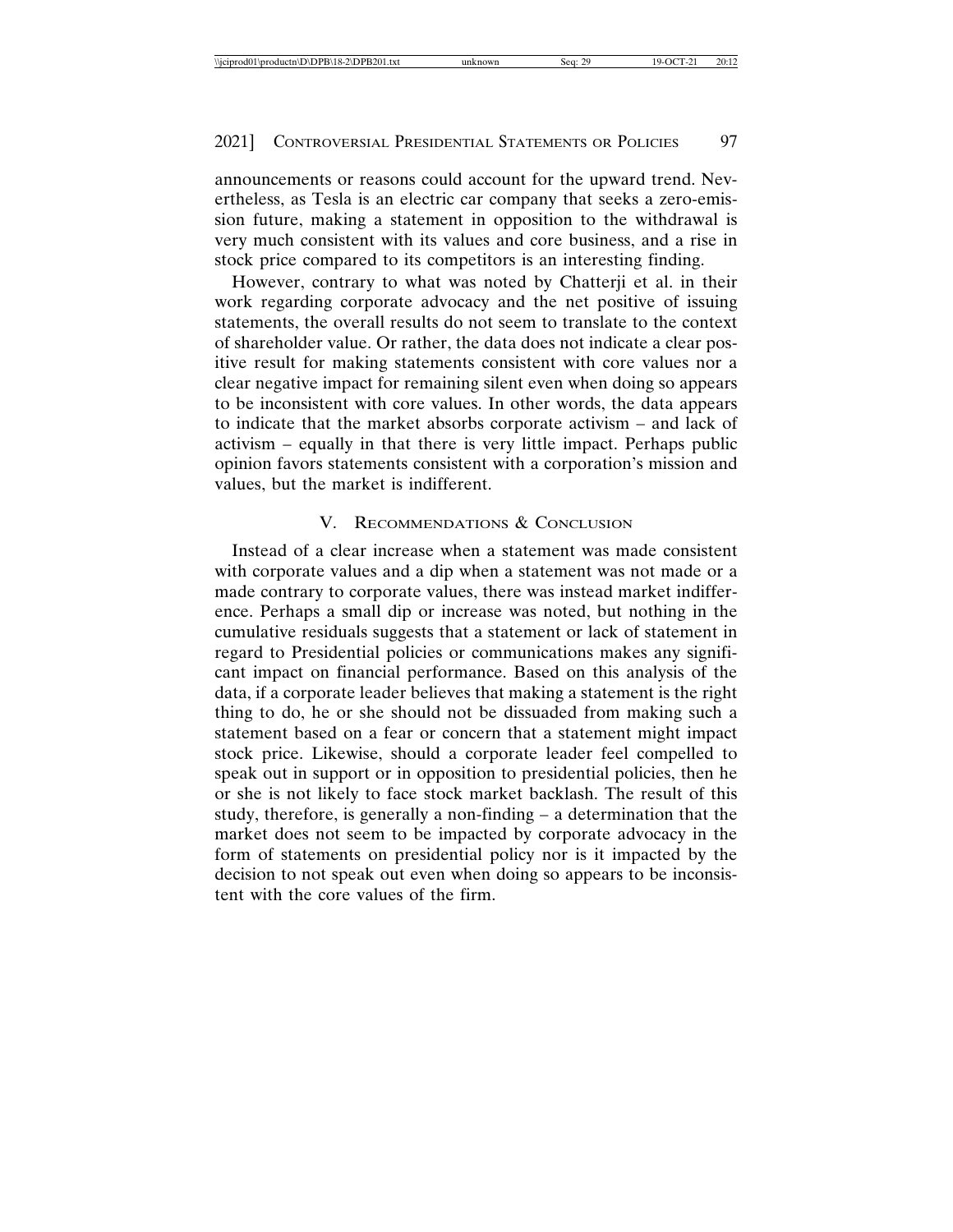announcements or reasons could account for the upward trend. Nevertheless, as Tesla is an electric car company that seeks a zero-emission future, making a statement in opposition to the withdrawal is very much consistent with its values and core business, and a rise in stock price compared to its competitors is an interesting finding.

However, contrary to what was noted by Chatterji et al. in their work regarding corporate advocacy and the net positive of issuing statements, the overall results do not seem to translate to the context of shareholder value. Or rather, the data does not indicate a clear positive result for making statements consistent with core values nor a clear negative impact for remaining silent even when doing so appears to be inconsistent with core values. In other words, the data appears to indicate that the market absorbs corporate activism – and lack of activism – equally in that there is very little impact. Perhaps public opinion favors statements consistent with a corporation's mission and values, but the market is indifferent.

## V. Recommendations & Conclusion

Instead of a clear increase when a statement was made consistent with corporate values and a dip when a statement was not made or a made contrary to corporate values, there was instead market indifference. Perhaps a small dip or increase was noted, but nothing in the cumulative residuals suggests that a statement or lack of statement in regard to Presidential policies or communications makes any significant impact on financial performance. Based on this analysis of the data, if a corporate leader believes that making a statement is the right thing to do, he or she should not be dissuaded from making such a statement based on a fear or concern that a statement might impact stock price. Likewise, should a corporate leader feel compelled to speak out in support or in opposition to presidential policies, then he or she is not likely to face stock market backlash. The result of this study, therefore, is generally a non-finding – a determination that the market does not seem to be impacted by corporate advocacy in the form of statements on presidential policy nor is it impacted by the decision to not speak out even when doing so appears to be inconsistent with the core values of the firm.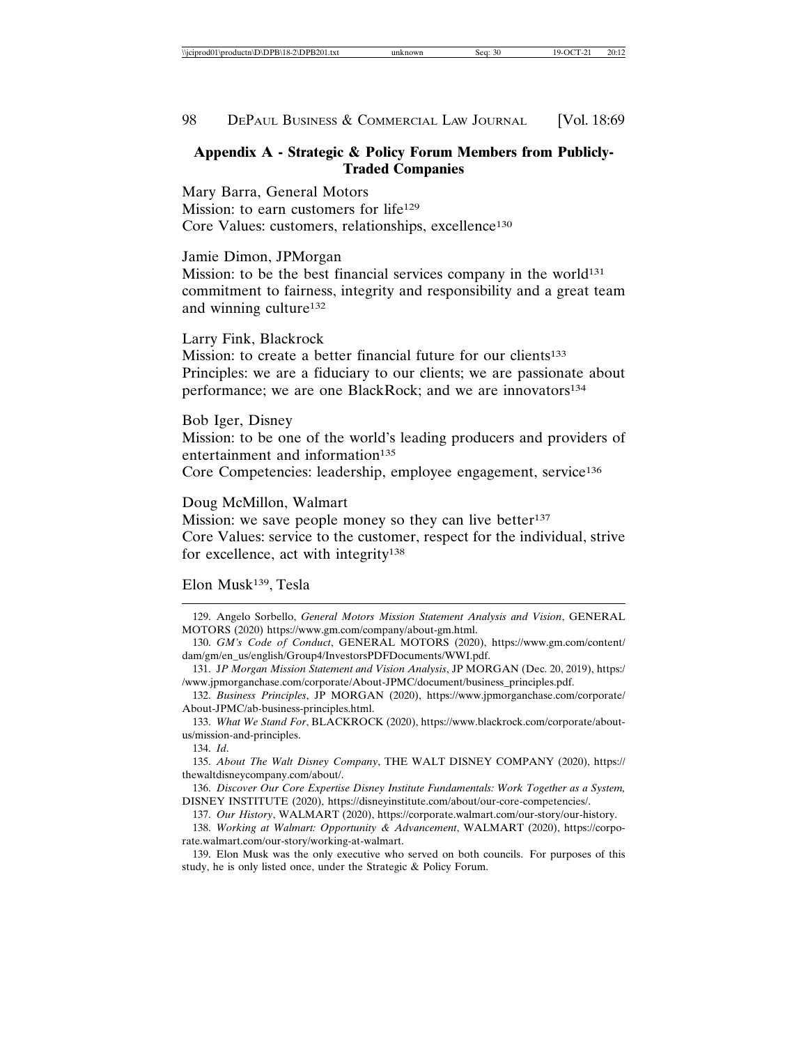## Appendix A - Strategic & Policy Forum Members from Publicly-Traded Companies

Mary Barra, General Motors
Mission: to earn customers for life[129]
Core Values: customers, relationships, excellence[130]

Jamie Dimon, JPMorgan
Mission: to be the best financial services company in the world[131]
commitment to fairness, integrity and responsibility and a great team and winning culture[132]

Larry Fink, Blackrock
Mission: to create a better financial future for our clients[133]
Principles: we are a fiduciary to our clients; we are passionate about performance; we are one BlackRock; and we are innovators[134]

Bob Iger, Disney
Mission: to be one of the world's leading producers and providers of entertainment and information[135]
Core Competencies: leadership, employee engagement, service[136]

Doug McMillon, Walmart
Mission: we save people money so they can live better[137]
Core Values: service to the customer, respect for the individual, strive for excellence, act with integrity[138]

Elon Musk[139], Tesla

---

129. Angelo Sorbello, *General Motors Mission Statement Analysis and Vision*, GENERAL MOTORS (2020) https://www.gm.com/company/about-gm.html.

130. *GM's Code of Conduct*, GENERAL MOTORS (2020), https://www.gm.com/content/dam/gm/en_us/english/Group4/InvestorsPDFDocuments/WWI.pdf.

131. *JP Morgan Mission Statement and Vision Analysis*, JP MORGAN (Dec. 20, 2019), https://www.jpmorganchase.com/corporate/About-JPMC/document/business_principles.pdf.

132. *Business Principles*, JP MORGAN (2020), https://www.jpmorganchase.com/corporate/About-JPMC/ab-business-principles.html.

133. *What We Stand For*, BLACKROCK (2020), https://www.blackrock.com/corporate/about-us/mission-and-principles.

134. *Id*.

135. *About The Walt Disney Company*, THE WALT DISNEY COMPANY (2020), https://thewaltdisneycompany.com/about/.

136. *Discover Our Core Expertise Disney Institute Fundamentals: Work Together as a System,* DISNEY INSTITUTE (2020), https://disneyinstitute.com/about/our-core-competencies/.

137. *Our History*, WALMART (2020), https://corporate.walmart.com/our-story/our-history.

138. *Working at Walmart: Opportunity & Advancement*, WALMART (2020), https://corporate.walmart.com/our-story/working-at-walmart.

139. Elon Musk was the only executive who served on both councils. For purposes of this study, he is only listed once, under the Strategic & Policy Forum.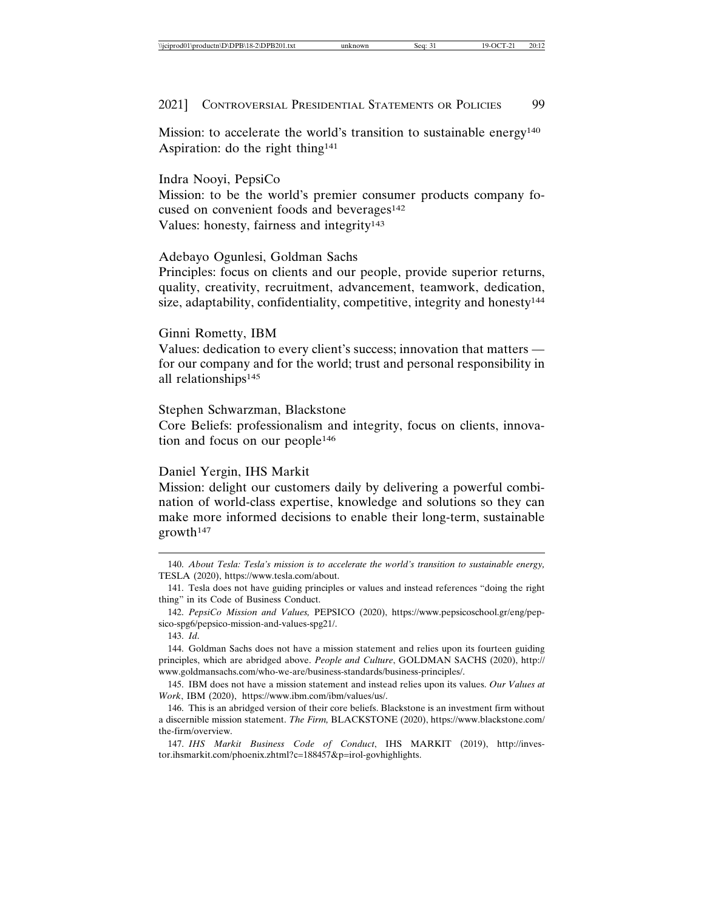Mission: to accelerate the world's transition to sustainable energy[140]
Aspiration: do the right thing[141]

Indra Nooyi, PepsiCo
Mission: to be the world's premier consumer products company focused on convenient foods and beverages[142]
Values: honesty, fairness and integrity[143]

Adebayo Ogunlesi, Goldman Sachs
Principles: focus on clients and our people, provide superior returns, quality, creativity, recruitment, advancement, teamwork, dedication, size, adaptability, confidentiality, competitive, integrity and honesty[144]

Ginni Rometty, IBM
Values: dedication to every client's success; innovation that matters — for our company and for the world; trust and personal responsibility in all relationships[145]

Stephen Schwarzman, Blackstone
Core Beliefs: professionalism and integrity, focus on clients, innovation and focus on our people[146]

Daniel Yergin, IHS Markit
Mission: delight our customers daily by delivering a powerful combination of world-class expertise, knowledge and solutions so they can make more informed decisions to enable their long-term, sustainable growth[147]

---

140. *About Tesla: Tesla's mission is to accelerate the world's transition to sustainable energy,* TESLA (2020), https://www.tesla.com/about.

141. Tesla does not have guiding principles or values and instead references "doing the right thing" in its Code of Business Conduct.

142. *PepsiCo Mission and Values,* PEPSICO (2020), https://www.pepsicoschool.gr/eng/pepsico-spg6/pepsico-mission-and-values-spg21/.

143. *Id*.

144. Goldman Sachs does not have a mission statement and relies upon its fourteen guiding principles, which are abridged above. *People and Culture*, GOLDMAN SACHS (2020), http://www.goldmansachs.com/who-we-are/business-standards/business-principles/.

145. IBM does not have a mission statement and instead relies upon its values. *Our Values at Work*, IBM (2020), https://www.ibm.com/ibm/values/us/.

146. This is an abridged version of their core beliefs. Blackstone is an investment firm without a discernible mission statement. *The Firm,* BLACKSTONE (2020), https://www.blackstone.com/the-firm/overview.

147. *IHS Markit Business Code of Conduct*, IHS MARKIT (2019), http://investor.ihsmarkit.com/phoenix.zhtml?c=188457&p=irol-govhighlights.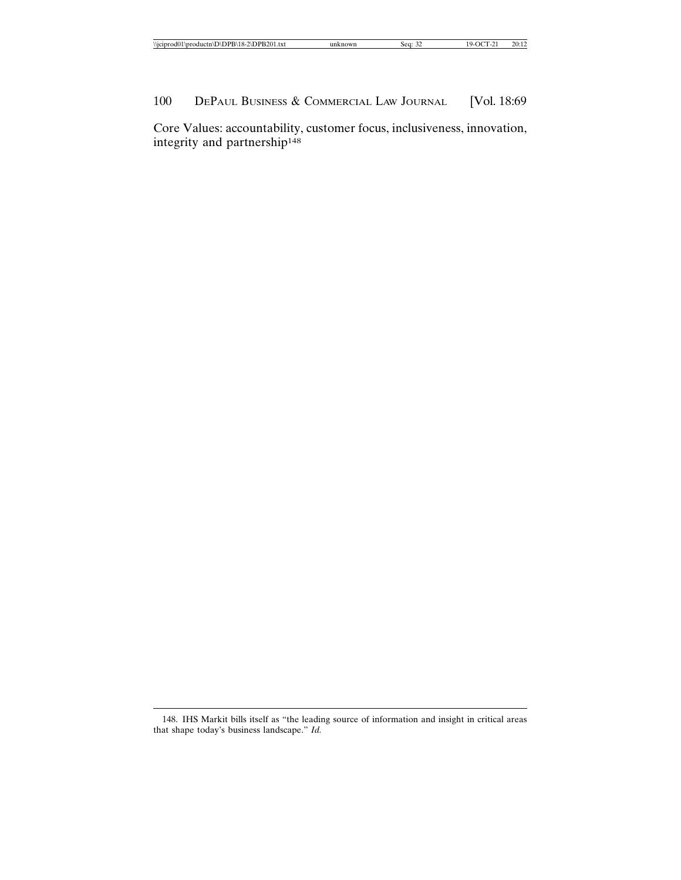Core Values: accountability, customer focus, inclusiveness, innovation, integrity and partnership[148]

---

148. IHS Markit bills itself as "the leading source of information and insight in critical areas that shape today's business landscape." *Id.*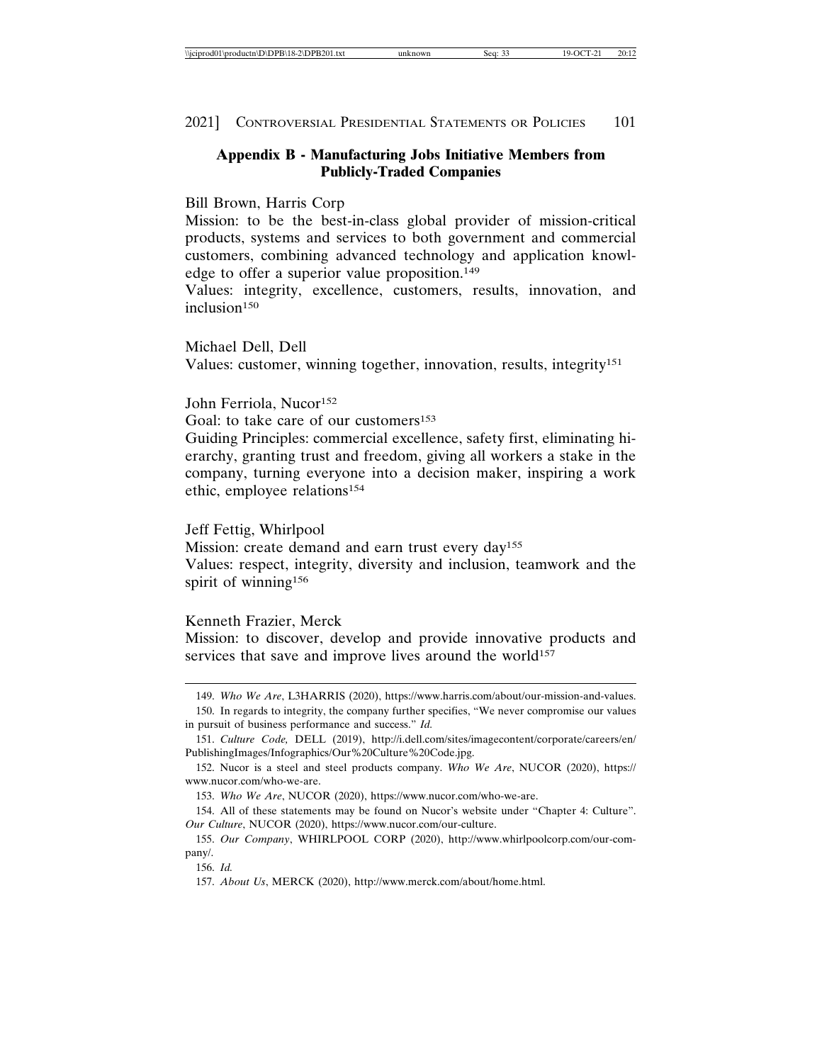## Appendix B - Manufacturing Jobs Initiative Members from Publicly-Traded Companies

Bill Brown, Harris Corp
Mission: to be the best-in-class global provider of mission-critical products, systems and services to both government and commercial customers, combining advanced technology and application knowledge to offer a superior value proposition.[149]
Values: integrity, excellence, customers, results, innovation, and inclusion[150]

Michael Dell, Dell
Values: customer, winning together, innovation, results, integrity[151]

John Ferriola, Nucor[152]
Goal: to take care of our customers[153]
Guiding Principles: commercial excellence, safety first, eliminating hierarchy, granting trust and freedom, giving all workers a stake in the company, turning everyone into a decision maker, inspiring a work ethic, employee relations[154]

Jeff Fettig, Whirlpool
Mission: create demand and earn trust every day[155]
Values: respect, integrity, diversity and inclusion, teamwork and the spirit of winning[156]

Kenneth Frazier, Merck
Mission: to discover, develop and provide innovative products and services that save and improve lives around the world[157]

---

149. *Who We Are*, L3HARRIS (2020), https://www.harris.com/about/our-mission-and-values.

150. In regards to integrity, the company further specifies, "We never compromise our values in pursuit of business performance and success." *Id.*

151. *Culture Code,* DELL (2019), http://i.dell.com/sites/imagecontent/corporate/careers/en/PublishingImages/Infographics/Our%20Culture%20Code.jpg.

152. Nucor is a steel and steel products company. *Who We Are*, NUCOR (2020), https://www.nucor.com/who-we-are.

153. *Who We Are*, NUCOR (2020), https://www.nucor.com/who-we-are.

154. All of these statements may be found on Nucor's website under "Chapter 4: Culture". *Our Culture*, NUCOR (2020), https://www.nucor.com/our-culture.

155. *Our Company*, WHIRLPOOL CORP (2020), http://www.whirlpoolcorp.com/our-company/.

156. *Id.*

157. *About Us*, MERCK (2020), http://www.merck.com/about/home.html.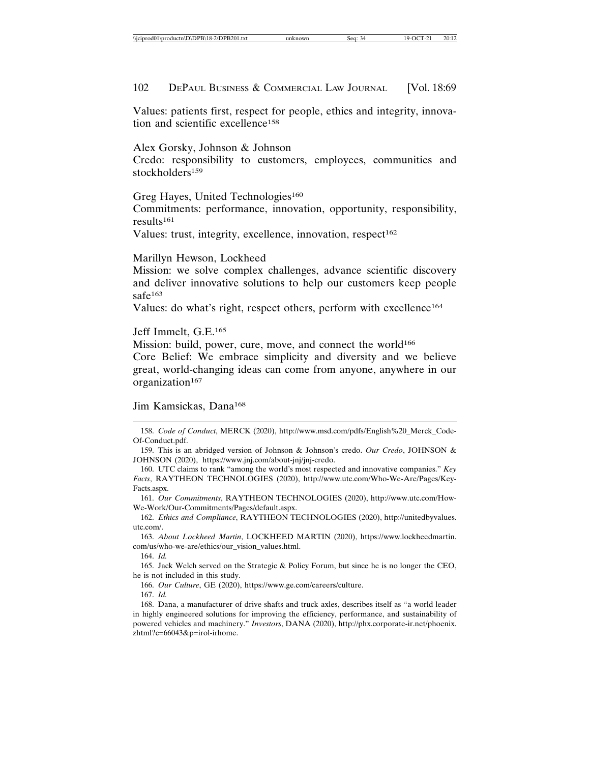Values: patients first, respect for people, ethics and integrity, innovation and scientific excellence[158]

Alex Gorsky, Johnson & Johnson
Credo: responsibility to customers, employees, communities and stockholders[159]

Greg Hayes, United Technologies[160]
Commitments: performance, innovation, opportunity, responsibility, results[161]
Values: trust, integrity, excellence, innovation, respect[162]

Marillyn Hewson, Lockheed
Mission: we solve complex challenges, advance scientific discovery and deliver innovative solutions to help our customers keep people safe[163]
Values: do what's right, respect others, perform with excellence[164]

Jeff Immelt, G.E.[165]
Mission: build, power, cure, move, and connect the world[166]
Core Belief: We embrace simplicity and diversity and we believe great, world-changing ideas can come from anyone, anywhere in our organization[167]

Jim Kamsickas, Dana[168]

---

158. *Code of Conduct*, MERCK (2020), http://www.msd.com/pdfs/English%20_Merck_Code-Of-Conduct.pdf.

159. This is an abridged version of Johnson & Johnson's credo. *Our Credo*, JOHNSON & JOHNSON (2020), https://www.jnj.com/about-jnj/jnj-credo.

160. UTC claims to rank "among the world's most respected and innovative companies." *Key Facts*, RAYTHEON TECHNOLOGIES (2020), http://www.utc.com/Who-We-Are/Pages/Key-Facts.aspx.

161. *Our Commitments*, RAYTHEON TECHNOLOGIES (2020), http://www.utc.com/How-We-Work/Our-Commitments/Pages/default.aspx.

162. *Ethics and Compliance*, RAYTHEON TECHNOLOGIES (2020), http://unitedbyvalues.utc.com/.

163. *About Lockheed Martin*, LOCKHEED MARTIN (2020), https://www.lockheedmartin.com/us/who-we-are/ethics/our_vision_values.html.

164. *Id.*

165. Jack Welch served on the Strategic & Policy Forum, but since he is no longer the CEO, he is not included in this study.

166. *Our Culture*, GE (2020), https://www.ge.com/careers/culture.

167. *Id.*

168. Dana, a manufacturer of drive shafts and truck axles, describes itself as "a world leader in highly engineered solutions for improving the efficiency, performance, and sustainability of powered vehicles and machinery." *Investors*, DANA (2020), http://phx.corporate-ir.net/phoenix.zhtml?c=66043&p=irol-irhome.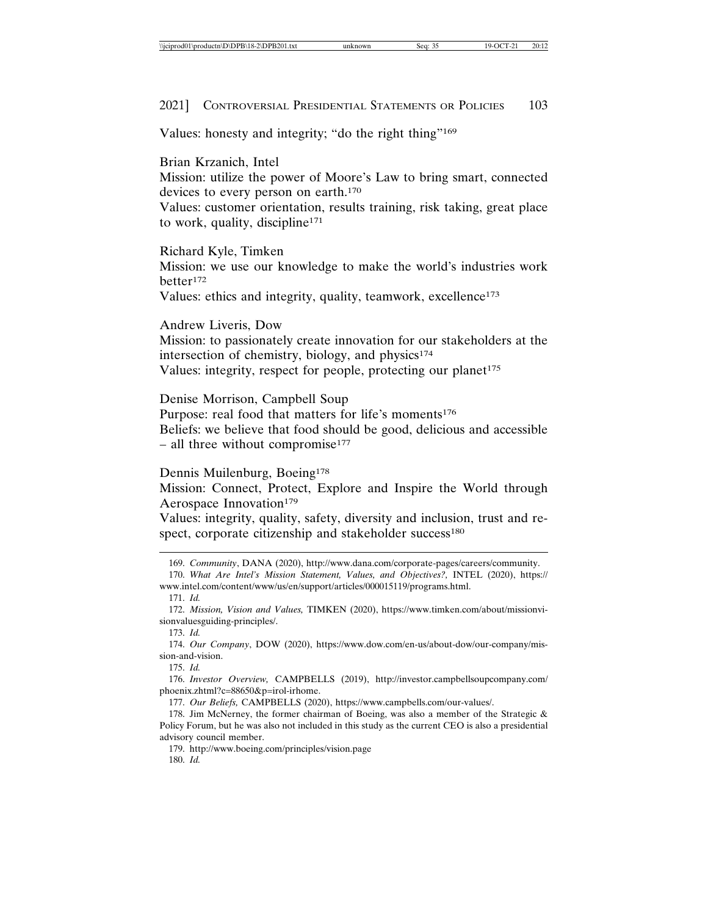Values: honesty and integrity; "do the right thing"[169]

Brian Krzanich, Intel

Mission: utilize the power of Moore's Law to bring smart, connected devices to every person on earth.[170]

Values: customer orientation, results training, risk taking, great place to work, quality, discipline[171]

Richard Kyle, Timken

Mission: we use our knowledge to make the world's industries work better[172]

Values: ethics and integrity, quality, teamwork, excellence[173]

Andrew Liveris, Dow

Mission: to passionately create innovation for our stakeholders at the intersection of chemistry, biology, and physics[174]

Values: integrity, respect for people, protecting our planet[175]

Denise Morrison, Campbell Soup

Purpose: real food that matters for life's moments[176]

Beliefs: we believe that food should be good, delicious and accessible – all three without compromise[177]

Dennis Muilenburg, Boeing[178]

Mission: Connect, Protect, Explore and Inspire the World through Aerospace Innovation[179]

Values: integrity, quality, safety, diversity and inclusion, trust and respect, corporate citizenship and stakeholder success[180]

---

169. *Community*, DANA (2020), http://www.dana.com/corporate-pages/careers/community.

170. *What Are Intel's Mission Statement, Values, and Objectives?,* INTEL (2020), https://www.intel.com/content/www/us/en/support/articles/000015119/programs.html.

171. *Id.*

172. *Mission, Vision and Values,* TIMKEN (2020), https://www.timken.com/about/missionvisionvaluesguiding-principles/.

173. *Id.*

174. *Our Company*, DOW (2020), https://www.dow.com/en-us/about-dow/our-company/mission-and-vision.

175. *Id.*

176. *Investor Overview,* CAMPBELLS (2019), http://investor.campbellsoupcompany.com/phoenix.zhtml?c=88650&p=irol-irhome.

177. *Our Beliefs,* CAMPBELLS (2020), https://www.campbells.com/our-values/.

178. Jim McNerney, the former chairman of Boeing, was also a member of the Strategic & Policy Forum, but he was also not included in this study as the current CEO is also a presidential advisory council member.

179. http://www.boeing.com/principles/vision.page

180. *Id.*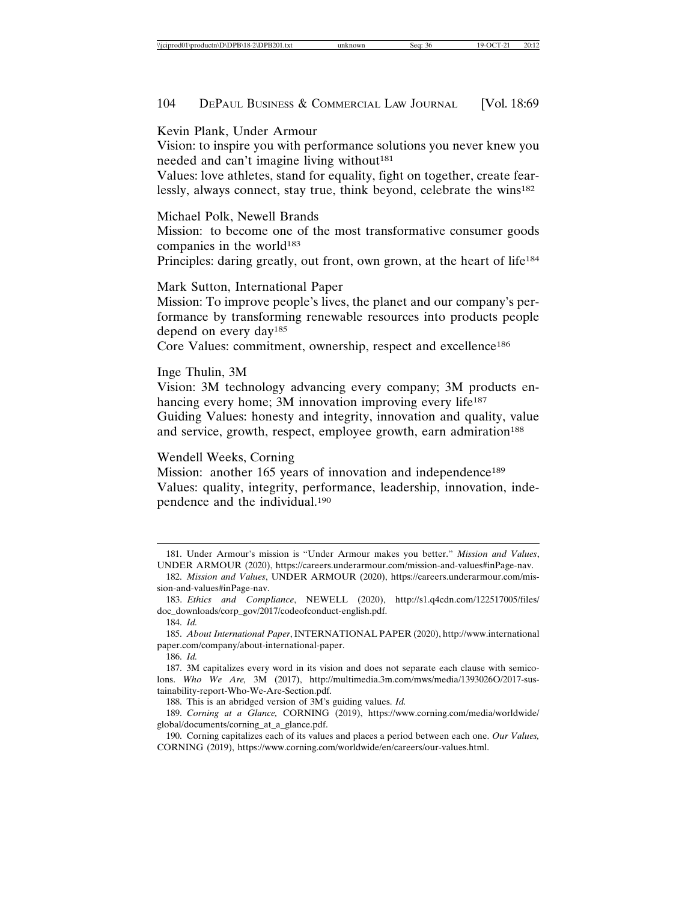Kevin Plank, Under Armour

Vision: to inspire you with performance solutions you never knew you needed and can't imagine living without[181]

Values: love athletes, stand for equality, fight on together, create fearlessly, always connect, stay true, think beyond, celebrate the wins[182]

Michael Polk, Newell Brands

Mission: to become one of the most transformative consumer goods companies in the world[183]

Principles: daring greatly, out front, own grown, at the heart of life[184]

Mark Sutton, International Paper

Mission: To improve people's lives, the planet and our company's performance by transforming renewable resources into products people depend on every day[185]

Core Values: commitment, ownership, respect and excellence[186]

Inge Thulin, 3M

Vision: 3M technology advancing every company; 3M products enhancing every home; 3M innovation improving every life[187]

Guiding Values: honesty and integrity, innovation and quality, value and service, growth, respect, employee growth, earn admiration[188]

Wendell Weeks, Corning

Mission: another 165 years of innovation and independence[189]

Values: quality, integrity, performance, leadership, innovation, independence and the individual.[190]

---

181. Under Armour's mission is "Under Armour makes you better." *Mission and Values*, UNDER ARMOUR (2020), https://careers.underarmour.com/mission-and-values#inPage-nav.

182. *Mission and Values*, UNDER ARMOUR (2020), https://careers.underarmour.com/mission-and-values#inPage-nav.

183. *Ethics and Compliance*, NEWELL (2020), http://s1.q4cdn.com/122517005/files/doc_downloads/corp_gov/2017/codeofconduct-english.pdf.

184. *Id.*

185. *About International Paper*, INTERNATIONAL PAPER (2020), http://www.internationalpaper.com/company/about-international-paper.

186. *Id.*

187. 3M capitalizes every word in its vision and does not separate each clause with semicolons. *Who We Are,* 3M (2017), http://multimedia.3m.com/mws/media/1393026O/2017-sustainability-report-Who-We-Are-Section.pdf.

188. This is an abridged version of 3M's guiding values. *Id.*

189. *Corning at a Glance,* CORNING (2019), https://www.corning.com/media/worldwide/global/documents/corning_at_a_glance.pdf.

190. Corning capitalizes each of its values and places a period between each one. *Our Values,* CORNING (2019), https://www.corning.com/worldwide/en/careers/our-values.html.